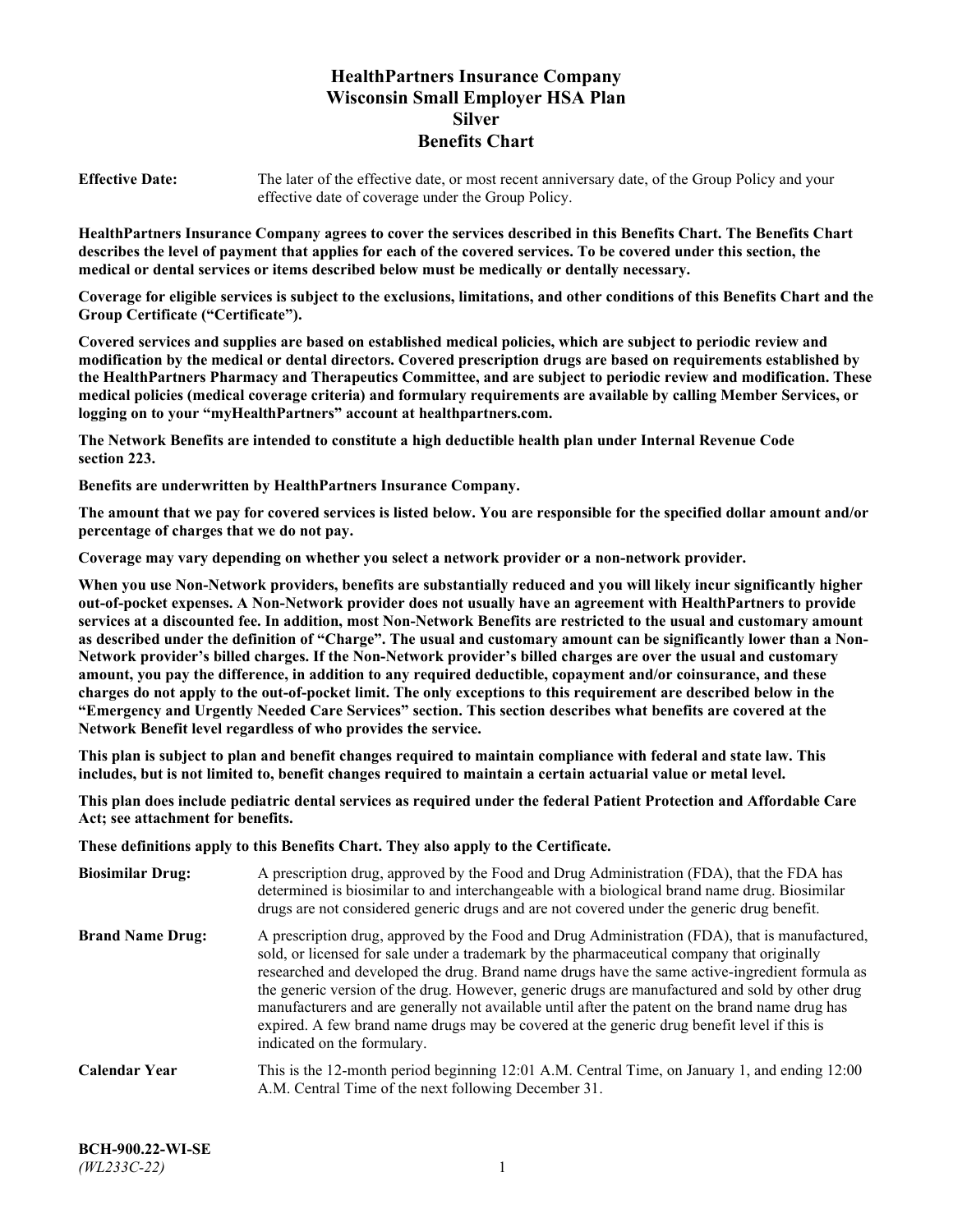# HealthPartners Insurance Company
# Wisconsin Small Employer HSA Plan
# Silver
# Benefits Chart

**Effective Date:** The later of the effective date, or most recent anniversary date, of the Group Policy and your effective date of coverage under the Group Policy.

**HealthPartners Insurance Company agrees to cover the services described in this Benefits Chart. The Benefits Chart describes the level of payment that applies for each of the covered services. To be covered under this section, the medical or dental services or items described below must be medically or dentally necessary.**

**Coverage for eligible services is subject to the exclusions, limitations, and other conditions of this Benefits Chart and the Group Certificate ("Certificate").**

**Covered services and supplies are based on established medical policies, which are subject to periodic review and modification by the medical or dental directors. Covered prescription drugs are based on requirements established by the HealthPartners Pharmacy and Therapeutics Committee, and are subject to periodic review and modification. These medical policies (medical coverage criteria) and formulary requirements are available by calling Member Services, or logging on to your "myHealthPartners" account at healthpartners.com.**

**The Network Benefits are intended to constitute a high deductible health plan under Internal Revenue Code section 223.**

**Benefits are underwritten by HealthPartners Insurance Company.**

**The amount that we pay for covered services is listed below. You are responsible for the specified dollar amount and/or percentage of charges that we do not pay.**

**Coverage may vary depending on whether you select a network provider or a non-network provider.**

**When you use Non-Network providers, benefits are substantially reduced and you will likely incur significantly higher out-of-pocket expenses. A Non-Network provider does not usually have an agreement with HealthPartners to provide services at a discounted fee. In addition, most Non-Network Benefits are restricted to the usual and customary amount as described under the definition of "Charge". The usual and customary amount can be significantly lower than a Non-Network provider's billed charges. If the Non-Network provider's billed charges are over the usual and customary amount, you pay the difference, in addition to any required deductible, copayment and/or coinsurance, and these charges do not apply to the out-of-pocket limit. The only exceptions to this requirement are described below in the "Emergency and Urgently Needed Care Services" section. This section describes what benefits are covered at the Network Benefit level regardless of who provides the service.**

**This plan is subject to plan and benefit changes required to maintain compliance with federal and state law. This includes, but is not limited to, benefit changes required to maintain a certain actuarial value or metal level.**

**This plan does include pediatric dental services as required under the federal Patient Protection and Affordable Care Act; see attachment for benefits.**

**These definitions apply to this Benefits Chart. They also apply to the Certificate.**

**Biosimilar Drug:** A prescription drug, approved by the Food and Drug Administration (FDA), that the FDA has determined is biosimilar to and interchangeable with a biological brand name drug. Biosimilar drugs are not considered generic drugs and are not covered under the generic drug benefit.

**Brand Name Drug:** A prescription drug, approved by the Food and Drug Administration (FDA), that is manufactured, sold, or licensed for sale under a trademark by the pharmaceutical company that originally researched and developed the drug. Brand name drugs have the same active-ingredient formula as the generic version of the drug. However, generic drugs are manufactured and sold by other drug manufacturers and are generally not available until after the patent on the brand name drug has expired. A few brand name drugs may be covered at the generic drug benefit level if this is indicated on the formulary.

**Calendar Year** This is the 12-month period beginning 12:01 A.M. Central Time, on January 1, and ending 12:00 A.M. Central Time of the next following December 31.

**BCH-900.22-WI-SE**
*(WL233C-22)*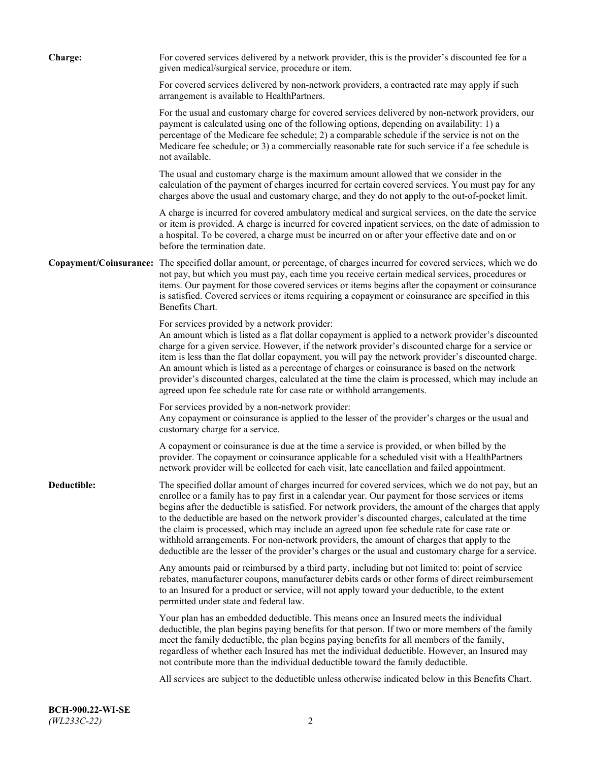**Charge:** For covered services delivered by a network provider, this is the provider's discounted fee for a given medical/surgical service, procedure or item.

For covered services delivered by non-network providers, a contracted rate may apply if such arrangement is available to HealthPartners.

For the usual and customary charge for covered services delivered by non-network providers, our payment is calculated using one of the following options, depending on availability: 1) a percentage of the Medicare fee schedule; 2) a comparable schedule if the service is not on the Medicare fee schedule; or 3) a commercially reasonable rate for such service if a fee schedule is not available.

The usual and customary charge is the maximum amount allowed that we consider in the calculation of the payment of charges incurred for certain covered services. You must pay for any charges above the usual and customary charge, and they do not apply to the out-of-pocket limit.

A charge is incurred for covered ambulatory medical and surgical services, on the date the service or item is provided. A charge is incurred for covered inpatient services, on the date of admission to a hospital. To be covered, a charge must be incurred on or after your effective date and on or before the termination date.

**Copayment/Coinsurance:** The specified dollar amount, or percentage, of charges incurred for covered services, which we do not pay, but which you must pay, each time you receive certain medical services, procedures or items. Our payment for those covered services or items begins after the copayment or coinsurance is satisfied. Covered services or items requiring a copayment or coinsurance are specified in this Benefits Chart.

For services provided by a network provider:
An amount which is listed as a flat dollar copayment is applied to a network provider's discounted charge for a given service. However, if the network provider's discounted charge for a service or item is less than the flat dollar copayment, you will pay the network provider's discounted charge. An amount which is listed as a percentage of charges or coinsurance is based on the network provider's discounted charges, calculated at the time the claim is processed, which may include an agreed upon fee schedule rate for case rate or withhold arrangements.

For services provided by a non-network provider:
Any copayment or coinsurance is applied to the lesser of the provider's charges or the usual and customary charge for a service.

A copayment or coinsurance is due at the time a service is provided, or when billed by the provider. The copayment or coinsurance applicable for a scheduled visit with a HealthPartners network provider will be collected for each visit, late cancellation and failed appointment.

**Deductible:** The specified dollar amount of charges incurred for covered services, which we do not pay, but an enrollee or a family has to pay first in a calendar year. Our payment for those services or items begins after the deductible is satisfied. For network providers, the amount of the charges that apply to the deductible are based on the network provider's discounted charges, calculated at the time the claim is processed, which may include an agreed upon fee schedule rate for case rate or withhold arrangements. For non-network providers, the amount of charges that apply to the deductible are the lesser of the provider's charges or the usual and customary charge for a service.

Any amounts paid or reimbursed by a third party, including but not limited to: point of service rebates, manufacturer coupons, manufacturer debits cards or other forms of direct reimbursement to an Insured for a product or service, will not apply toward your deductible, to the extent permitted under state and federal law.

Your plan has an embedded deductible. This means once an Insured meets the individual deductible, the plan begins paying benefits for that person. If two or more members of the family meet the family deductible, the plan begins paying benefits for all members of the family, regardless of whether each Insured has met the individual deductible. However, an Insured may not contribute more than the individual deductible toward the family deductible.

All services are subject to the deductible unless otherwise indicated below in this Benefits Chart.

**BCH-900.22-WI-SE**
*(WL233C-22)*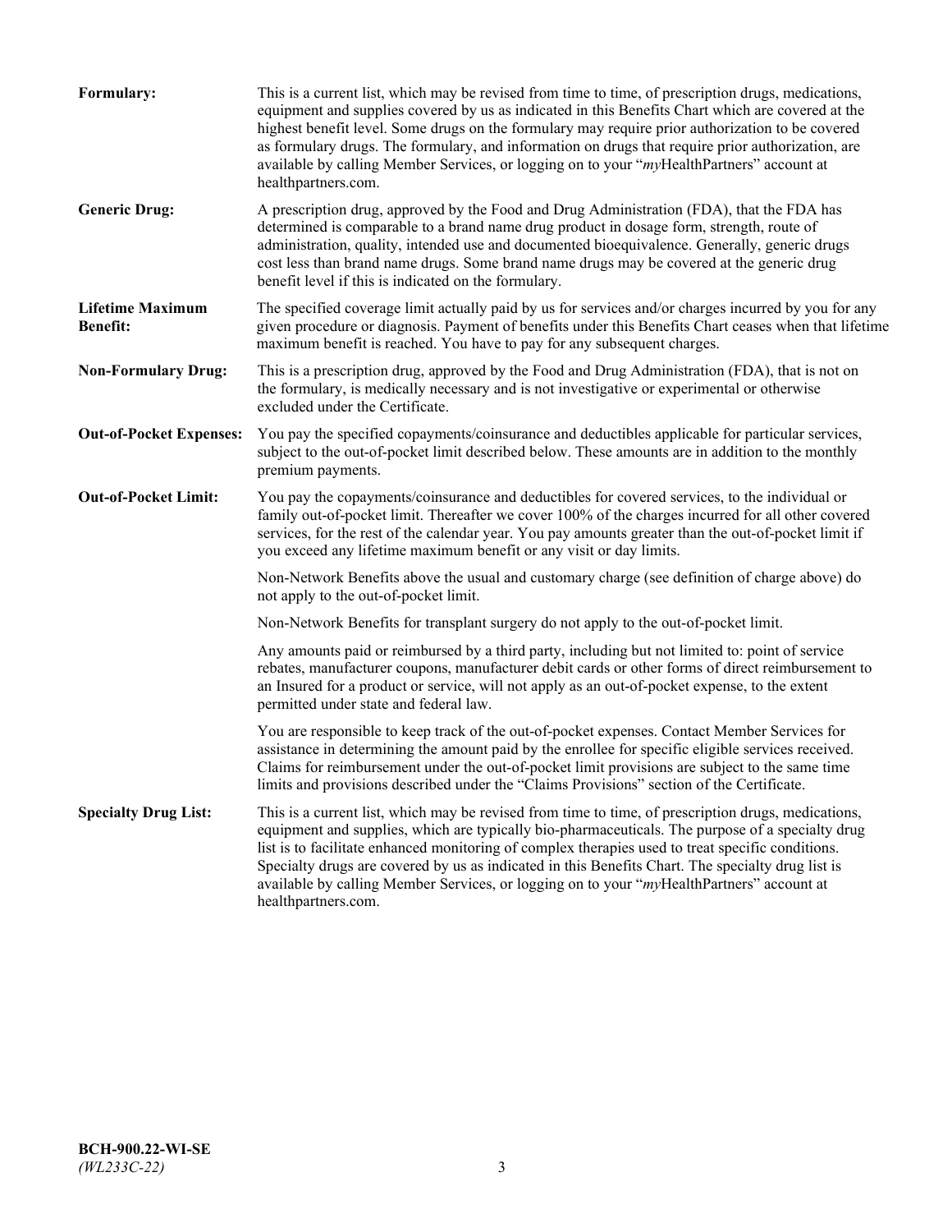**Formulary:** This is a current list, which may be revised from time to time, of prescription drugs, medications, equipment and supplies covered by us as indicated in this Benefits Chart which are covered at the highest benefit level. Some drugs on the formulary may require prior authorization to be covered as formulary drugs. The formulary, and information on drugs that require prior authorization, are available by calling Member Services, or logging on to your "*my*HealthPartners" account at healthpartners.com.

**Generic Drug:** A prescription drug, approved by the Food and Drug Administration (FDA), that the FDA has determined is comparable to a brand name drug product in dosage form, strength, route of administration, quality, intended use and documented bioequivalence. Generally, generic drugs cost less than brand name drugs. Some brand name drugs may be covered at the generic drug benefit level if this is indicated on the formulary.

**Lifetime Maximum Benefit:** The specified coverage limit actually paid by us for services and/or charges incurred by you for any given procedure or diagnosis. Payment of benefits under this Benefits Chart ceases when that lifetime maximum benefit is reached. You have to pay for any subsequent charges.

**Non-Formulary Drug:** This is a prescription drug, approved by the Food and Drug Administration (FDA), that is not on the formulary, is medically necessary and is not investigative or experimental or otherwise excluded under the Certificate.

**Out-of-Pocket Expenses:** You pay the specified copayments/coinsurance and deductibles applicable for particular services, subject to the out-of-pocket limit described below. These amounts are in addition to the monthly premium payments.

**Out-of-Pocket Limit:** You pay the copayments/coinsurance and deductibles for covered services, to the individual or family out-of-pocket limit. Thereafter we cover 100% of the charges incurred for all other covered services, for the rest of the calendar year. You pay amounts greater than the out-of-pocket limit if you exceed any lifetime maximum benefit or any visit or day limits.

Non-Network Benefits above the usual and customary charge (see definition of charge above) do not apply to the out-of-pocket limit.

Non-Network Benefits for transplant surgery do not apply to the out-of-pocket limit.

Any amounts paid or reimbursed by a third party, including but not limited to: point of service rebates, manufacturer coupons, manufacturer debit cards or other forms of direct reimbursement to an Insured for a product or service, will not apply as an out-of-pocket expense, to the extent permitted under state and federal law.

You are responsible to keep track of the out-of-pocket expenses. Contact Member Services for assistance in determining the amount paid by the enrollee for specific eligible services received. Claims for reimbursement under the out-of-pocket limit provisions are subject to the same time limits and provisions described under the "Claims Provisions" section of the Certificate.

**Specialty Drug List:** This is a current list, which may be revised from time to time, of prescription drugs, medications, equipment and supplies, which are typically bio-pharmaceuticals. The purpose of a specialty drug list is to facilitate enhanced monitoring of complex therapies used to treat specific conditions. Specialty drugs are covered by us as indicated in this Benefits Chart. The specialty drug list is available by calling Member Services, or logging on to your "*my*HealthPartners" account at healthpartners.com.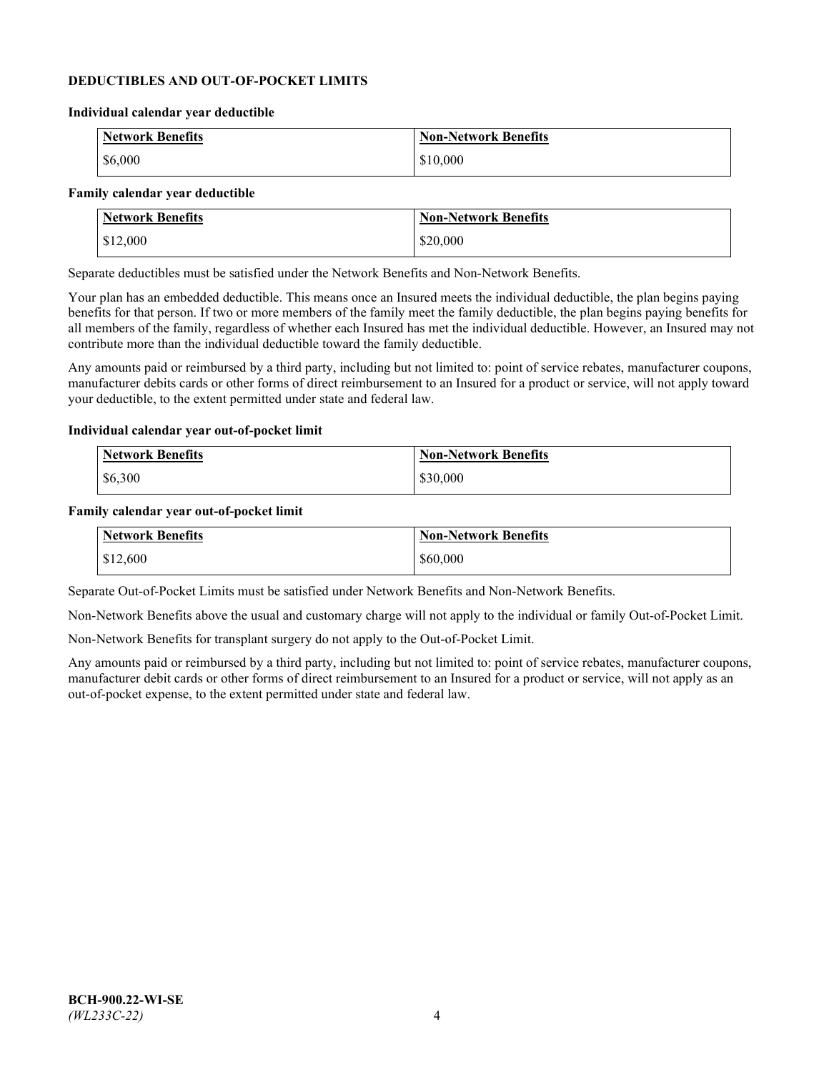## DEDUCTIBLES AND OUT-OF-POCKET LIMITS

### Individual calendar year deductible

| Network Benefits | Non-Network Benefits |
| --- | --- |
| $6,000 | $10,000 |

### Family calendar year deductible

| Network Benefits | Non-Network Benefits |
| --- | --- |
| $12,000 | $20,000 |

Separate deductibles must be satisfied under the Network Benefits and Non-Network Benefits.

Your plan has an embedded deductible. This means once an Insured meets the individual deductible, the plan begins paying benefits for that person. If two or more members of the family meet the family deductible, the plan begins paying benefits for all members of the family, regardless of whether each Insured has met the individual deductible. However, an Insured may not contribute more than the individual deductible toward the family deductible.

Any amounts paid or reimbursed by a third party, including but not limited to: point of service rebates, manufacturer coupons, manufacturer debits cards or other forms of direct reimbursement to an Insured for a product or service, will not apply toward your deductible, to the extent permitted under state and federal law.

### Individual calendar year out-of-pocket limit

| Network Benefits | Non-Network Benefits |
| --- | --- |
| $6,300 | $30,000 |

### Family calendar year out-of-pocket limit

| Network Benefits | Non-Network Benefits |
| --- | --- |
| $12,600 | $60,000 |

Separate Out-of-Pocket Limits must be satisfied under Network Benefits and Non-Network Benefits.

Non-Network Benefits above the usual and customary charge will not apply to the individual or family Out-of-Pocket Limit.

Non-Network Benefits for transplant surgery do not apply to the Out-of-Pocket Limit.

Any amounts paid or reimbursed by a third party, including but not limited to: point of service rebates, manufacturer coupons, manufacturer debit cards or other forms of direct reimbursement to an Insured for a product or service, will not apply as an out-of-pocket expense, to the extent permitted under state and federal law.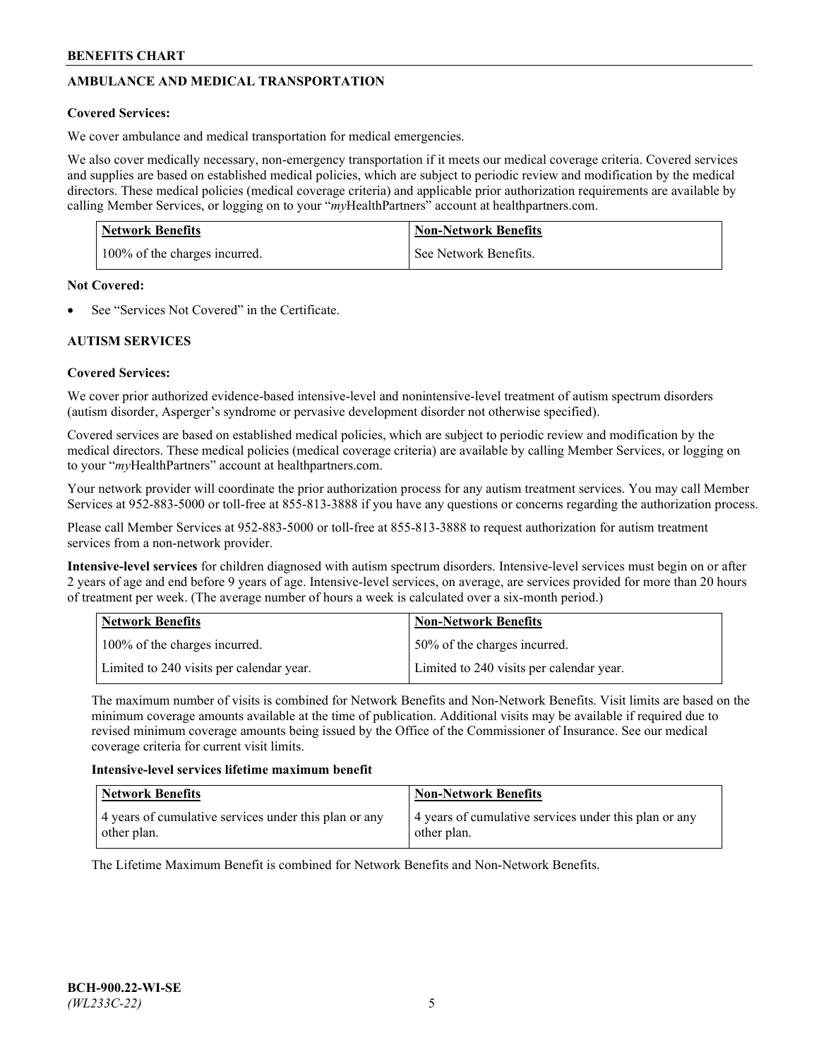## AMBULANCE AND MEDICAL TRANSPORTATION

**Covered Services:**

We cover ambulance and medical transportation for medical emergencies.

We also cover medically necessary, non-emergency transportation if it meets our medical coverage criteria. Covered services and supplies are based on established medical policies, which are subject to periodic review and modification by the medical directors. These medical policies (medical coverage criteria) and applicable prior authorization requirements are available by calling Member Services, or logging on to your "*my*HealthPartners" account at healthpartners.com.

| Network Benefits | Non-Network Benefits |
|---|---|
| 100% of the charges incurred. | See Network Benefits. |

**Not Covered:**

- See "Services Not Covered" in the Certificate.

## AUTISM SERVICES

**Covered Services:**

We cover prior authorized evidence-based intensive-level and nonintensive-level treatment of autism spectrum disorders (autism disorder, Asperger's syndrome or pervasive development disorder not otherwise specified).

Covered services are based on established medical policies, which are subject to periodic review and modification by the medical directors. These medical policies (medical coverage criteria) are available by calling Member Services, or logging on to your "*my*HealthPartners" account at healthpartners.com.

Your network provider will coordinate the prior authorization process for any autism treatment services. You may call Member Services at 952-883-5000 or toll-free at 855-813-3888 if you have any questions or concerns regarding the authorization process.

Please call Member Services at 952-883-5000 or toll-free at 855-813-3888 to request authorization for autism treatment services from a non-network provider.

**Intensive-level services** for children diagnosed with autism spectrum disorders. Intensive-level services must begin on or after 2 years of age and end before 9 years of age. Intensive-level services, on average, are services provided for more than 20 hours of treatment per week. (The average number of hours a week is calculated over a six-month period.)

| Network Benefits | Non-Network Benefits |
|---|---|
| 100% of the charges incurred. | 50% of the charges incurred. |
| Limited to 240 visits per calendar year. | Limited to 240 visits per calendar year. |

The maximum number of visits is combined for Network Benefits and Non-Network Benefits. Visit limits are based on the minimum coverage amounts available at the time of publication. Additional visits may be available if required due to revised minimum coverage amounts being issued by the Office of the Commissioner of Insurance. See our medical coverage criteria for current visit limits.

**Intensive-level services lifetime maximum benefit**

| Network Benefits | Non-Network Benefits |
|---|---|
| 4 years of cumulative services under this plan or any other plan. | 4 years of cumulative services under this plan or any other plan. |

The Lifetime Maximum Benefit is combined for Network Benefits and Non-Network Benefits.

BCH-900.22-WI-SE
*(WL233C-22)*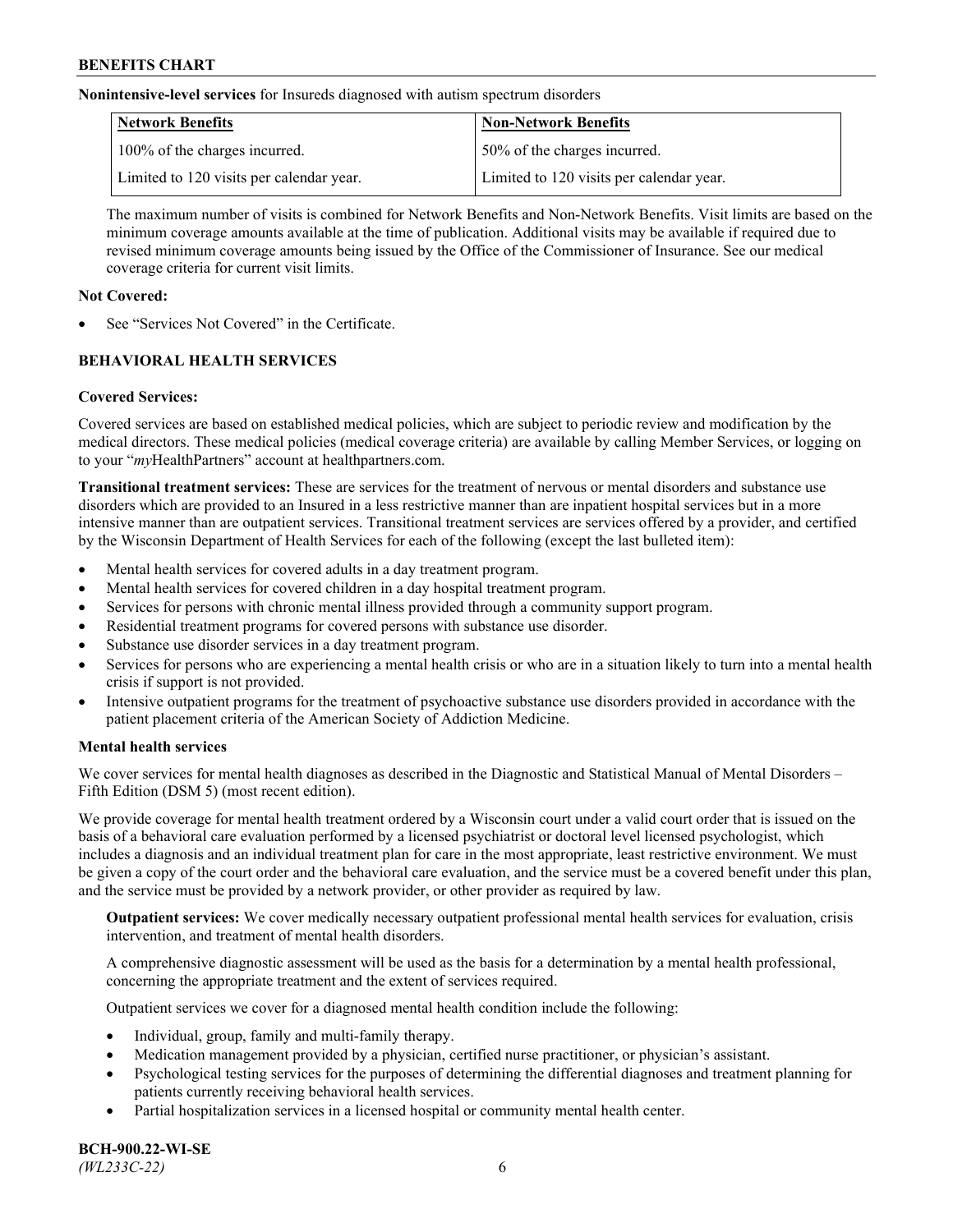**Nonintensive-level services** for Insureds diagnosed with autism spectrum disorders

| Network Benefits | Non-Network Benefits |
| --- | --- |
| 100% of the charges incurred. | 50% of the charges incurred. |
| Limited to 120 visits per calendar year. | Limited to 120 visits per calendar year. |

The maximum number of visits is combined for Network Benefits and Non-Network Benefits. Visit limits are based on the minimum coverage amounts available at the time of publication. Additional visits may be available if required due to revised minimum coverage amounts being issued by the Office of the Commissioner of Insurance. See our medical coverage criteria for current visit limits.

**Not Covered:**

- See "Services Not Covered" in the Certificate.

## BEHAVIORAL HEALTH SERVICES

**Covered Services:**

Covered services are based on established medical policies, which are subject to periodic review and modification by the medical directors. These medical policies (medical coverage criteria) are available by calling Member Services, or logging on to your "*my*HealthPartners" account at healthpartners.com.

**Transitional treatment services:** These are services for the treatment of nervous or mental disorders and substance use disorders which are provided to an Insured in a less restrictive manner than are inpatient hospital services but in a more intensive manner than are outpatient services. Transitional treatment services are services offered by a provider, and certified by the Wisconsin Department of Health Services for each of the following (except the last bulleted item):

- Mental health services for covered adults in a day treatment program.
- Mental health services for covered children in a day hospital treatment program.
- Services for persons with chronic mental illness provided through a community support program.
- Residential treatment programs for covered persons with substance use disorder.
- Substance use disorder services in a day treatment program.
- Services for persons who are experiencing a mental health crisis or who are in a situation likely to turn into a mental health crisis if support is not provided.
- Intensive outpatient programs for the treatment of psychoactive substance use disorders provided in accordance with the patient placement criteria of the American Society of Addiction Medicine.

**Mental health services**

We cover services for mental health diagnoses as described in the Diagnostic and Statistical Manual of Mental Disorders – Fifth Edition (DSM 5) (most recent edition).

We provide coverage for mental health treatment ordered by a Wisconsin court under a valid court order that is issued on the basis of a behavioral care evaluation performed by a licensed psychiatrist or doctoral level licensed psychologist, which includes a diagnosis and an individual treatment plan for care in the most appropriate, least restrictive environment. We must be given a copy of the court order and the behavioral care evaluation, and the service must be a covered benefit under this plan, and the service must be provided by a network provider, or other provider as required by law.

**Outpatient services:** We cover medically necessary outpatient professional mental health services for evaluation, crisis intervention, and treatment of mental health disorders.

A comprehensive diagnostic assessment will be used as the basis for a determination by a mental health professional, concerning the appropriate treatment and the extent of services required.

Outpatient services we cover for a diagnosed mental health condition include the following:

- Individual, group, family and multi-family therapy.
- Medication management provided by a physician, certified nurse practitioner, or physician's assistant.
- Psychological testing services for the purposes of determining the differential diagnoses and treatment planning for patients currently receiving behavioral health services.
- Partial hospitalization services in a licensed hospital or community mental health center.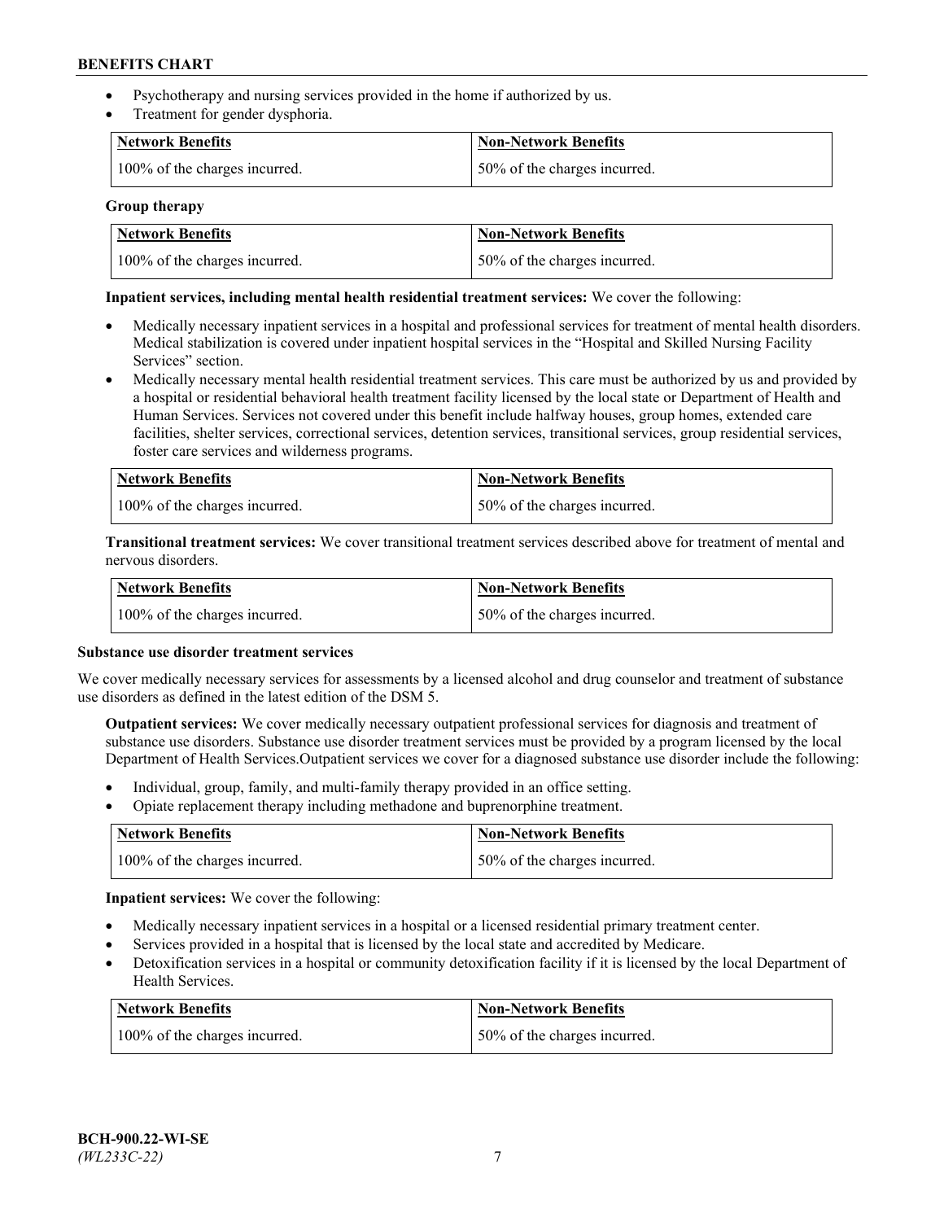- Psychotherapy and nursing services provided in the home if authorized by us.
- Treatment for gender dysphoria.

| Network Benefits | Non-Network Benefits |
|---|---|
| 100% of the charges incurred. | 50% of the charges incurred. |

**Group therapy**

| Network Benefits | Non-Network Benefits |
|---|---|
| 100% of the charges incurred. | 50% of the charges incurred. |

**Inpatient services, including mental health residential treatment services:** We cover the following:

- Medically necessary inpatient services in a hospital and professional services for treatment of mental health disorders. Medical stabilization is covered under inpatient hospital services in the "Hospital and Skilled Nursing Facility Services" section.
- Medically necessary mental health residential treatment services. This care must be authorized by us and provided by a hospital or residential behavioral health treatment facility licensed by the local state or Department of Health and Human Services. Services not covered under this benefit include halfway houses, group homes, extended care facilities, shelter services, correctional services, detention services, transitional services, group residential services, foster care services and wilderness programs.

| Network Benefits | Non-Network Benefits |
|---|---|
| 100% of the charges incurred. | 50% of the charges incurred. |

**Transitional treatment services:** We cover transitional treatment services described above for treatment of mental and nervous disorders.

| Network Benefits | Non-Network Benefits |
|---|---|
| 100% of the charges incurred. | 50% of the charges incurred. |

**Substance use disorder treatment services**

We cover medically necessary services for assessments by a licensed alcohol and drug counselor and treatment of substance use disorders as defined in the latest edition of the DSM 5.

**Outpatient services:** We cover medically necessary outpatient professional services for diagnosis and treatment of substance use disorders. Substance use disorder treatment services must be provided by a program licensed by the local Department of Health Services.Outpatient services we cover for a diagnosed substance use disorder include the following:

- Individual, group, family, and multi-family therapy provided in an office setting.
- Opiate replacement therapy including methadone and buprenorphine treatment.

| Network Benefits | Non-Network Benefits |
|---|---|
| 100% of the charges incurred. | 50% of the charges incurred. |

**Inpatient services:** We cover the following:

- Medically necessary inpatient services in a hospital or a licensed residential primary treatment center.
- Services provided in a hospital that is licensed by the local state and accredited by Medicare.
- Detoxification services in a hospital or community detoxification facility if it is licensed by the local Department of Health Services.

| Network Benefits | Non-Network Benefits |
|---|---|
| 100% of the charges incurred. | 50% of the charges incurred. |

BCH-900.22-WI-SE
*(WL233C-22)*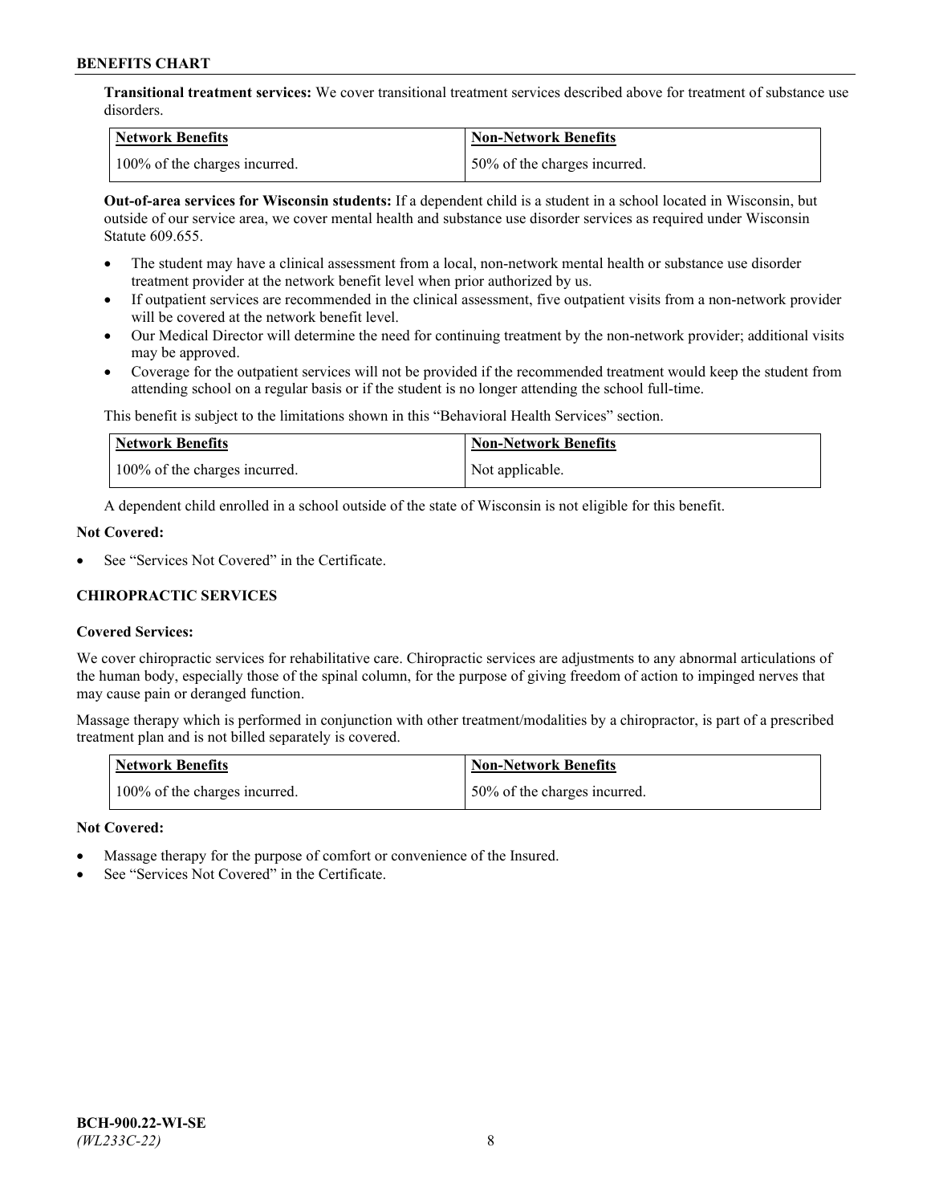**Transitional treatment services:** We cover transitional treatment services described above for treatment of substance use disorders.

| Network Benefits | Non-Network Benefits |
| --- | --- |
| 100% of the charges incurred. | 50% of the charges incurred. |

**Out-of-area services for Wisconsin students:** If a dependent child is a student in a school located in Wisconsin, but outside of our service area, we cover mental health and substance use disorder services as required under Wisconsin Statute 609.655.

- The student may have a clinical assessment from a local, non-network mental health or substance use disorder treatment provider at the network benefit level when prior authorized by us.
- If outpatient services are recommended in the clinical assessment, five outpatient visits from a non-network provider will be covered at the network benefit level.
- Our Medical Director will determine the need for continuing treatment by the non-network provider; additional visits may be approved.
- Coverage for the outpatient services will not be provided if the recommended treatment would keep the student from attending school on a regular basis or if the student is no longer attending the school full-time.

This benefit is subject to the limitations shown in this "Behavioral Health Services" section.

| Network Benefits | Non-Network Benefits |
| --- | --- |
| 100% of the charges incurred. | Not applicable. |

A dependent child enrolled in a school outside of the state of Wisconsin is not eligible for this benefit.

**Not Covered:**

- See "Services Not Covered" in the Certificate.

## CHIROPRACTIC SERVICES

**Covered Services:**

We cover chiropractic services for rehabilitative care. Chiropractic services are adjustments to any abnormal articulations of the human body, especially those of the spinal column, for the purpose of giving freedom of action to impinged nerves that may cause pain or deranged function.

Massage therapy which is performed in conjunction with other treatment/modalities by a chiropractor, is part of a prescribed treatment plan and is not billed separately is covered.

| Network Benefits | Non-Network Benefits |
| --- | --- |
| 100% of the charges incurred. | 50% of the charges incurred. |

**Not Covered:**

- Massage therapy for the purpose of comfort or convenience of the Insured.
- See "Services Not Covered" in the Certificate.

BCH-900.22-WI-SE
*(WL233C-22)*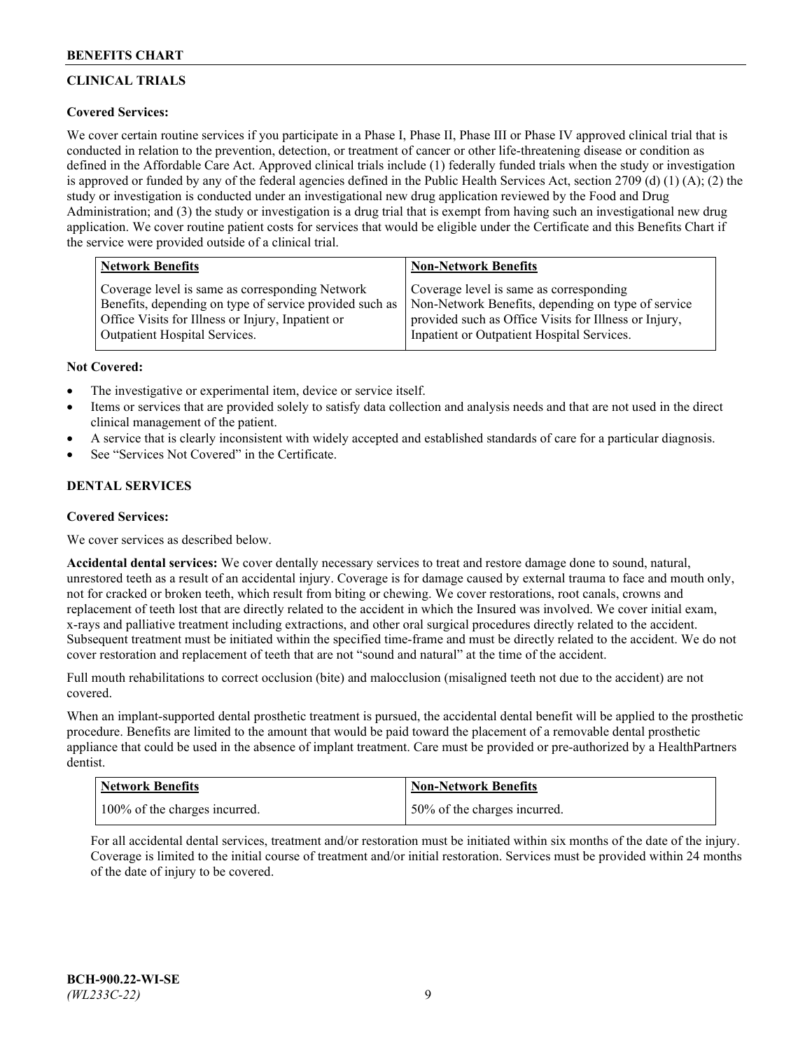## CLINICAL TRIALS

**Covered Services:**

We cover certain routine services if you participate in a Phase I, Phase II, Phase III or Phase IV approved clinical trial that is conducted in relation to the prevention, detection, or treatment of cancer or other life-threatening disease or condition as defined in the Affordable Care Act. Approved clinical trials include (1) federally funded trials when the study or investigation is approved or funded by any of the federal agencies defined in the Public Health Services Act, section 2709 (d) (1) (A); (2) the study or investigation is conducted under an investigational new drug application reviewed by the Food and Drug Administration; and (3) the study or investigation is a drug trial that is exempt from having such an investigational new drug application. We cover routine patient costs for services that would be eligible under the Certificate and this Benefits Chart if the service were provided outside of a clinical trial.

| Network Benefits | Non-Network Benefits |
| --- | --- |
| Coverage level is same as corresponding Network Benefits, depending on type of service provided such as Office Visits for Illness or Injury, Inpatient or Outpatient Hospital Services. | Coverage level is same as corresponding Non-Network Benefits, depending on type of service provided such as Office Visits for Illness or Injury, Inpatient or Outpatient Hospital Services. |

**Not Covered:**

- The investigative or experimental item, device or service itself.
- Items or services that are provided solely to satisfy data collection and analysis needs and that are not used in the direct clinical management of the patient.
- A service that is clearly inconsistent with widely accepted and established standards of care for a particular diagnosis.
- See "Services Not Covered" in the Certificate.

## DENTAL SERVICES

**Covered Services:**

We cover services as described below.

**Accidental dental services:** We cover dentally necessary services to treat and restore damage done to sound, natural, unrestored teeth as a result of an accidental injury. Coverage is for damage caused by external trauma to face and mouth only, not for cracked or broken teeth, which result from biting or chewing. We cover restorations, root canals, crowns and replacement of teeth lost that are directly related to the accident in which the Insured was involved. We cover initial exam, x-rays and palliative treatment including extractions, and other oral surgical procedures directly related to the accident. Subsequent treatment must be initiated within the specified time-frame and must be directly related to the accident. We do not cover restoration and replacement of teeth that are not "sound and natural" at the time of the accident.

Full mouth rehabilitations to correct occlusion (bite) and malocclusion (misaligned teeth not due to the accident) are not covered.

When an implant-supported dental prosthetic treatment is pursued, the accidental dental benefit will be applied to the prosthetic procedure. Benefits are limited to the amount that would be paid toward the placement of a removable dental prosthetic appliance that could be used in the absence of implant treatment. Care must be provided or pre-authorized by a HealthPartners dentist.

| Network Benefits | Non-Network Benefits |
| --- | --- |
| 100% of the charges incurred. | 50% of the charges incurred. |

For all accidental dental services, treatment and/or restoration must be initiated within six months of the date of the injury. Coverage is limited to the initial course of treatment and/or initial restoration. Services must be provided within 24 months of the date of injury to be covered.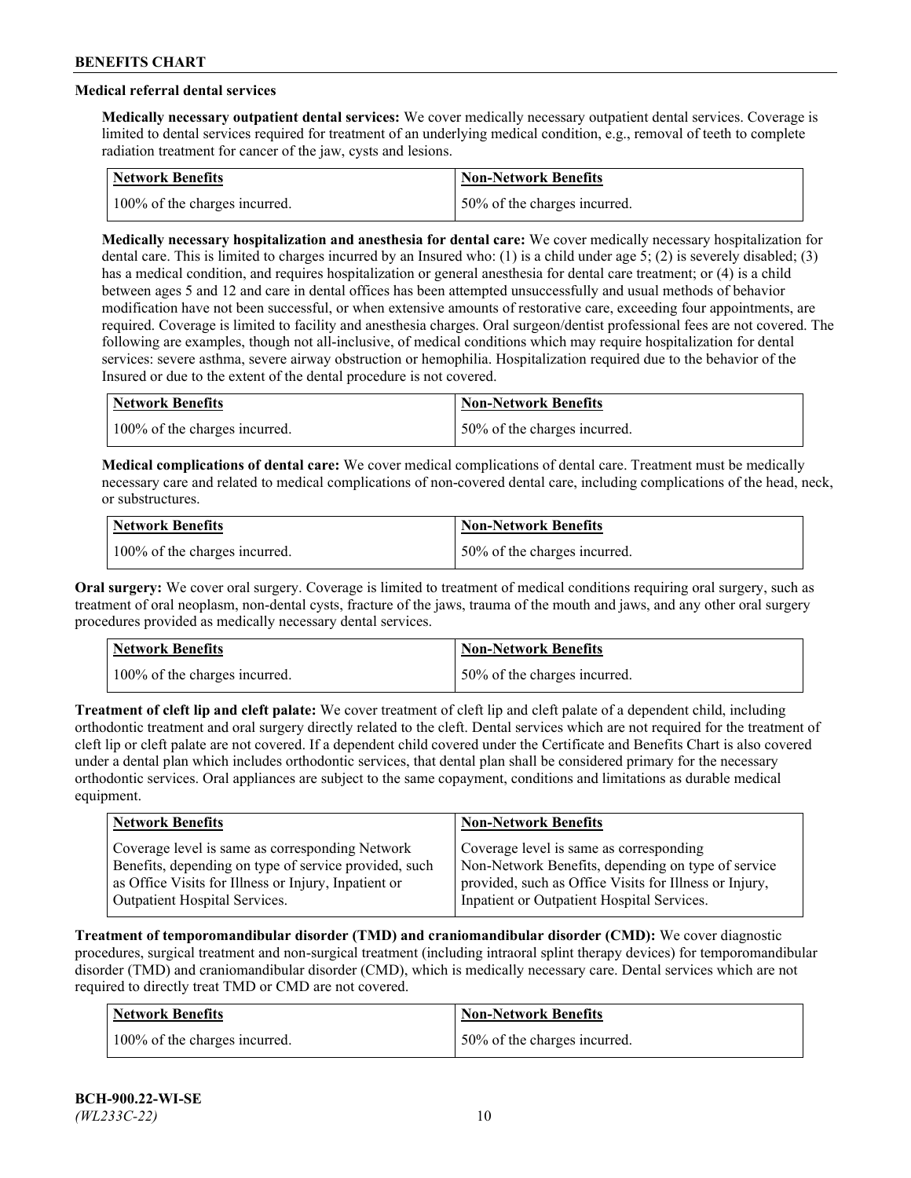### Medical referral dental services

**Medically necessary outpatient dental services:** We cover medically necessary outpatient dental services. Coverage is limited to dental services required for treatment of an underlying medical condition, e.g., removal of teeth to complete radiation treatment for cancer of the jaw, cysts and lesions.

| Network Benefits | Non-Network Benefits |
| --- | --- |
| 100% of the charges incurred. | 50% of the charges incurred. |

**Medically necessary hospitalization and anesthesia for dental care:** We cover medically necessary hospitalization for dental care. This is limited to charges incurred by an Insured who: (1) is a child under age 5; (2) is severely disabled; (3) has a medical condition, and requires hospitalization or general anesthesia for dental care treatment; or (4) is a child between ages 5 and 12 and care in dental offices has been attempted unsuccessfully and usual methods of behavior modification have not been successful, or when extensive amounts of restorative care, exceeding four appointments, are required. Coverage is limited to facility and anesthesia charges. Oral surgeon/dentist professional fees are not covered. The following are examples, though not all-inclusive, of medical conditions which may require hospitalization for dental services: severe asthma, severe airway obstruction or hemophilia. Hospitalization required due to the behavior of the Insured or due to the extent of the dental procedure is not covered.

| Network Benefits | Non-Network Benefits |
| --- | --- |
| 100% of the charges incurred. | 50% of the charges incurred. |

**Medical complications of dental care:** We cover medical complications of dental care. Treatment must be medically necessary care and related to medical complications of non-covered dental care, including complications of the head, neck, or substructures.

| Network Benefits | Non-Network Benefits |
| --- | --- |
| 100% of the charges incurred. | 50% of the charges incurred. |

**Oral surgery:** We cover oral surgery. Coverage is limited to treatment of medical conditions requiring oral surgery, such as treatment of oral neoplasm, non-dental cysts, fracture of the jaws, trauma of the mouth and jaws, and any other oral surgery procedures provided as medically necessary dental services.

| Network Benefits | Non-Network Benefits |
| --- | --- |
| 100% of the charges incurred. | 50% of the charges incurred. |

**Treatment of cleft lip and cleft palate:** We cover treatment of cleft lip and cleft palate of a dependent child, including orthodontic treatment and oral surgery directly related to the cleft. Dental services which are not required for the treatment of cleft lip or cleft palate are not covered. If a dependent child covered under the Certificate and Benefits Chart is also covered under a dental plan which includes orthodontic services, that dental plan shall be considered primary for the necessary orthodontic services. Oral appliances are subject to the same copayment, conditions and limitations as durable medical equipment.

| Network Benefits | Non-Network Benefits |
| --- | --- |
| Coverage level is same as corresponding Network Benefits, depending on type of service provided, such as Office Visits for Illness or Injury, Inpatient or Outpatient Hospital Services. | Coverage level is same as corresponding Non-Network Benefits, depending on type of service provided, such as Office Visits for Illness or Injury, Inpatient or Outpatient Hospital Services. |

**Treatment of temporomandibular disorder (TMD) and craniomandibular disorder (CMD):** We cover diagnostic procedures, surgical treatment and non-surgical treatment (including intraoral splint therapy devices) for temporomandibular disorder (TMD) and craniomandibular disorder (CMD), which is medically necessary care. Dental services which are not required to directly treat TMD or CMD are not covered.

| Network Benefits | Non-Network Benefits |
| --- | --- |
| 100% of the charges incurred. | 50% of the charges incurred. |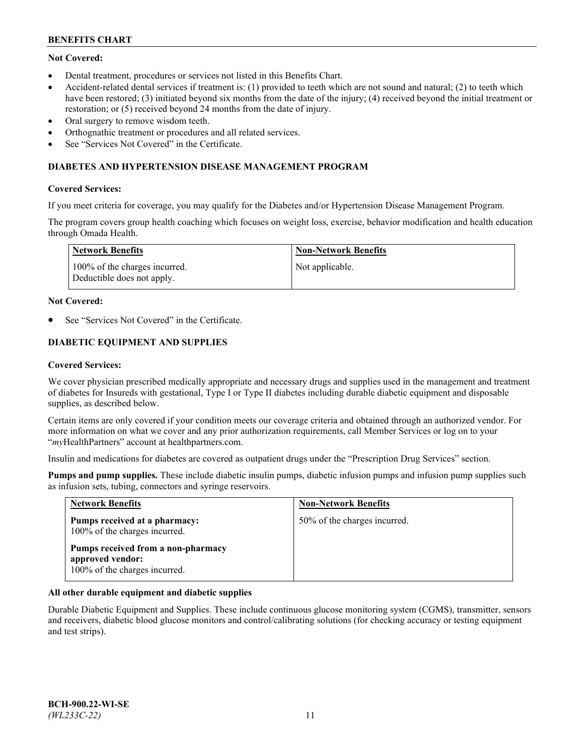**Not Covered:**

- Dental treatment, procedures or services not listed in this Benefits Chart.
- Accident-related dental services if treatment is: (1) provided to teeth which are not sound and natural; (2) to teeth which have been restored; (3) initiated beyond six months from the date of the injury; (4) received beyond the initial treatment or restoration; or (5) received beyond 24 months from the date of injury.
- Oral surgery to remove wisdom teeth.
- Orthognathic treatment or procedures and all related services.
- See "Services Not Covered" in the Certificate.

### DIABETES AND HYPERTENSION DISEASE MANAGEMENT PROGRAM

**Covered Services:**

If you meet criteria for coverage, you may qualify for the Diabetes and/or Hypertension Disease Management Program.

The program covers group health coaching which focuses on weight loss, exercise, behavior modification and health education through Omada Health.

| Network Benefits | Non-Network Benefits |
|---|---|
| 100% of the charges incurred. Deductible does not apply. | Not applicable. |

**Not Covered:**

- See "Services Not Covered" in the Certificate.

### DIABETIC EQUIPMENT AND SUPPLIES

**Covered Services:**

We cover physician prescribed medically appropriate and necessary drugs and supplies used in the management and treatment of diabetes for Insureds with gestational, Type I or Type II diabetes including durable diabetic equipment and disposable supplies, as described below.

Certain items are only covered if your condition meets our coverage criteria and obtained through an authorized vendor. For more information on what we cover and any prior authorization requirements, call Member Services or log on to your "*my*HealthPartners" account at healthpartners.com.

Insulin and medications for diabetes are covered as outpatient drugs under the "Prescription Drug Services" section.

**Pumps and pump supplies.** These include diabetic insulin pumps, diabetic infusion pumps and infusion pump supplies such as infusion sets, tubing, connectors and syringe reservoirs.

| Network Benefits | Non-Network Benefits |
|---|---|
| **Pumps received at a pharmacy:** 100% of the charges incurred. **Pumps received from a non-pharmacy approved vendor:** 100% of the charges incurred. | 50% of the charges incurred. |

**All other durable equipment and diabetic supplies**

Durable Diabetic Equipment and Supplies. These include continuous glucose monitoring system (CGMS), transmitter, sensors and receivers, diabetic blood glucose monitors and control/calibrating solutions (for checking accuracy or testing equipment and test strips).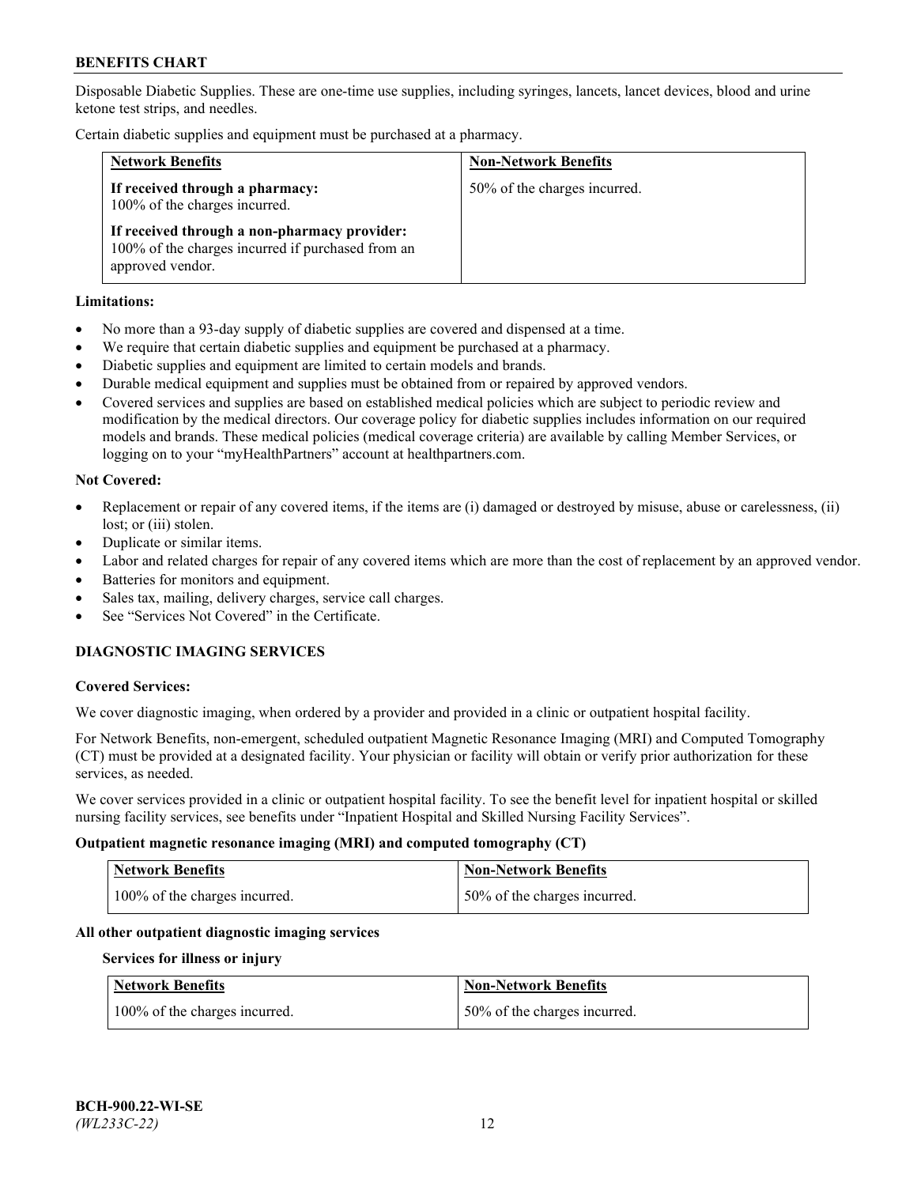Disposable Diabetic Supplies. These are one-time use supplies, including syringes, lancets, lancet devices, blood and urine ketone test strips, and needles.

Certain diabetic supplies and equipment must be purchased at a pharmacy.

| Network Benefits | Non-Network Benefits |
|---|---|
| **If received through a pharmacy:** 100% of the charges incurred.<br><br>**If received through a non-pharmacy provider:** 100% of the charges incurred if purchased from an approved vendor. | 50% of the charges incurred. |

**Limitations:**

- No more than a 93-day supply of diabetic supplies are covered and dispensed at a time.
- We require that certain diabetic supplies and equipment be purchased at a pharmacy.
- Diabetic supplies and equipment are limited to certain models and brands.
- Durable medical equipment and supplies must be obtained from or repaired by approved vendors.
- Covered services and supplies are based on established medical policies which are subject to periodic review and modification by the medical directors. Our coverage policy for diabetic supplies includes information on our required models and brands. These medical policies (medical coverage criteria) are available by calling Member Services, or logging on to your "myHealthPartners" account at healthpartners.com.

**Not Covered:**

- Replacement or repair of any covered items, if the items are (i) damaged or destroyed by misuse, abuse or carelessness, (ii) lost; or (iii) stolen.
- Duplicate or similar items.
- Labor and related charges for repair of any covered items which are more than the cost of replacement by an approved vendor.
- Batteries for monitors and equipment.
- Sales tax, mailing, delivery charges, service call charges.
- See "Services Not Covered" in the Certificate.

## DIAGNOSTIC IMAGING SERVICES

**Covered Services:**

We cover diagnostic imaging, when ordered by a provider and provided in a clinic or outpatient hospital facility.

For Network Benefits, non-emergent, scheduled outpatient Magnetic Resonance Imaging (MRI) and Computed Tomography (CT) must be provided at a designated facility. Your physician or facility will obtain or verify prior authorization for these services, as needed.

We cover services provided in a clinic or outpatient hospital facility. To see the benefit level for inpatient hospital or skilled nursing facility services, see benefits under "Inpatient Hospital and Skilled Nursing Facility Services".

**Outpatient magnetic resonance imaging (MRI) and computed tomography (CT)**

| Network Benefits | Non-Network Benefits |
|---|---|
| 100% of the charges incurred. | 50% of the charges incurred. |

**All other outpatient diagnostic imaging services**

**Services for illness or injury**

| Network Benefits | Non-Network Benefits |
|---|---|
| 100% of the charges incurred. | 50% of the charges incurred. |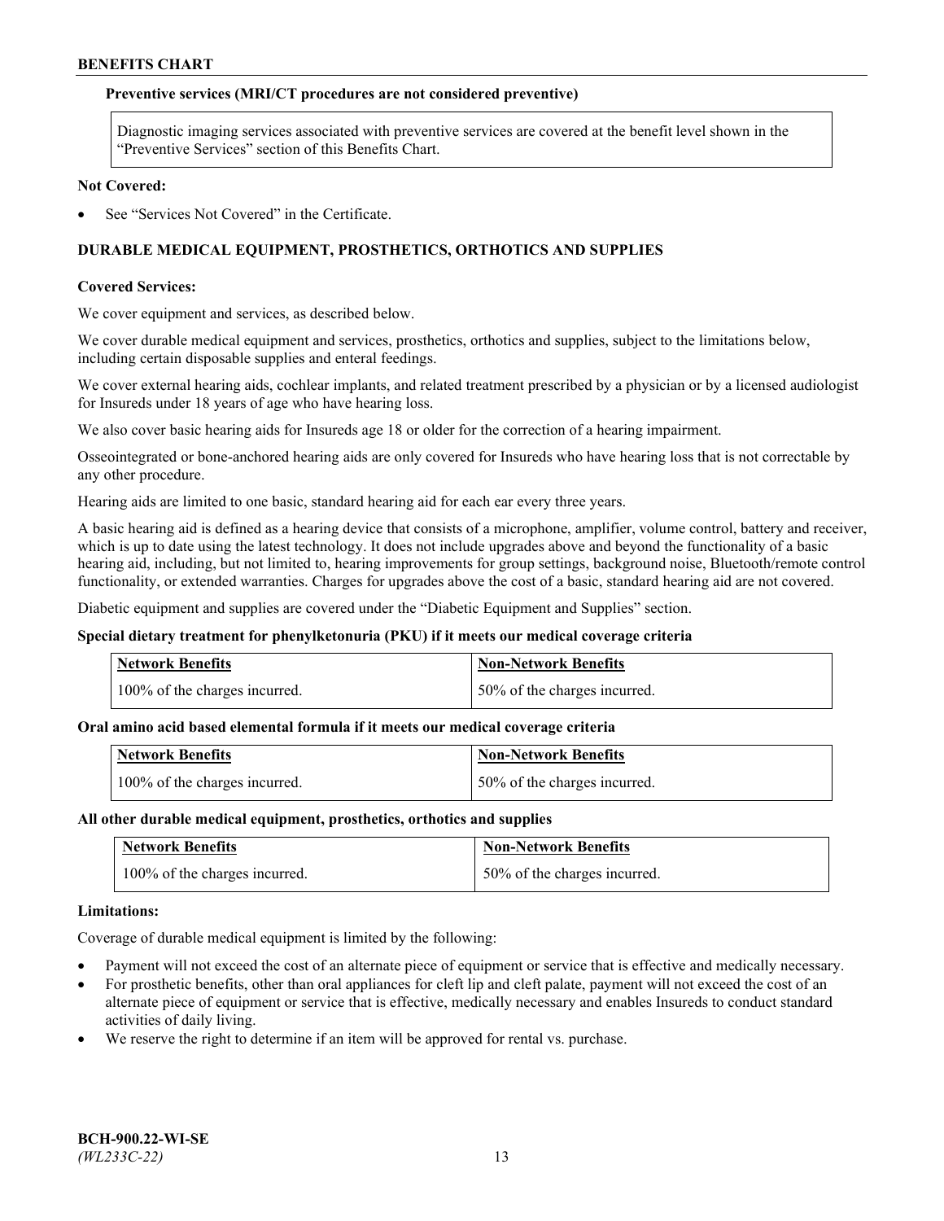### Preventive services (MRI/CT procedures are not considered preventive)

| Diagnostic imaging services associated with preventive services are covered at the benefit level shown in the "Preventive Services" section of this Benefits Chart. |
| --- |

**Not Covered:**

- See "Services Not Covered" in the Certificate.

## DURABLE MEDICAL EQUIPMENT, PROSTHETICS, ORTHOTICS AND SUPPLIES

**Covered Services:**

We cover equipment and services, as described below.

We cover durable medical equipment and services, prosthetics, orthotics and supplies, subject to the limitations below, including certain disposable supplies and enteral feedings.

We cover external hearing aids, cochlear implants, and related treatment prescribed by a physician or by a licensed audiologist for Insureds under 18 years of age who have hearing loss.

We also cover basic hearing aids for Insureds age 18 or older for the correction of a hearing impairment.

Osseointegrated or bone-anchored hearing aids are only covered for Insureds who have hearing loss that is not correctable by any other procedure.

Hearing aids are limited to one basic, standard hearing aid for each ear every three years.

A basic hearing aid is defined as a hearing device that consists of a microphone, amplifier, volume control, battery and receiver, which is up to date using the latest technology. It does not include upgrades above and beyond the functionality of a basic hearing aid, including, but not limited to, hearing improvements for group settings, background noise, Bluetooth/remote control functionality, or extended warranties. Charges for upgrades above the cost of a basic, standard hearing aid are not covered.

Diabetic equipment and supplies are covered under the "Diabetic Equipment and Supplies" section.

### Special dietary treatment for phenylketonuria (PKU) if it meets our medical coverage criteria

| Network Benefits | Non-Network Benefits |
| --- | --- |
| 100% of the charges incurred. | 50% of the charges incurred. |

### Oral amino acid based elemental formula if it meets our medical coverage criteria

| Network Benefits | Non-Network Benefits |
| --- | --- |
| 100% of the charges incurred. | 50% of the charges incurred. |

### All other durable medical equipment, prosthetics, orthotics and supplies

| Network Benefits | Non-Network Benefits |
| --- | --- |
| 100% of the charges incurred. | 50% of the charges incurred. |

**Limitations:**

Coverage of durable medical equipment is limited by the following:

- Payment will not exceed the cost of an alternate piece of equipment or service that is effective and medically necessary.
- For prosthetic benefits, other than oral appliances for cleft lip and cleft palate, payment will not exceed the cost of an alternate piece of equipment or service that is effective, medically necessary and enables Insureds to conduct standard activities of daily living.
- We reserve the right to determine if an item will be approved for rental vs. purchase.

**BCH-900.22-WI-SE**
*(WL233C-22)*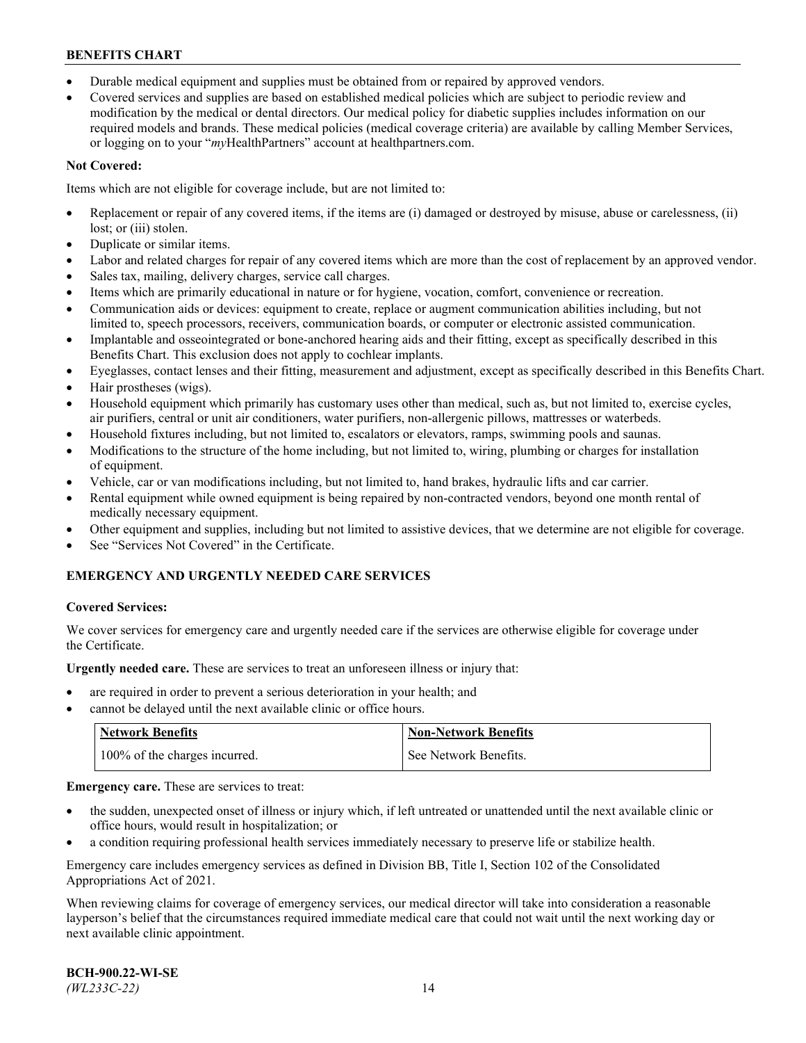- Durable medical equipment and supplies must be obtained from or repaired by approved vendors.
- Covered services and supplies are based on established medical policies which are subject to periodic review and modification by the medical or dental directors. Our medical policy for diabetic supplies includes information on our required models and brands. These medical policies (medical coverage criteria) are available by calling Member Services, or logging on to your "*my*HealthPartners" account at healthpartners.com.

**Not Covered:**

Items which are not eligible for coverage include, but are not limited to:

- Replacement or repair of any covered items, if the items are (i) damaged or destroyed by misuse, abuse or carelessness, (ii) lost; or (iii) stolen.
- Duplicate or similar items.
- Labor and related charges for repair of any covered items which are more than the cost of replacement by an approved vendor.
- Sales tax, mailing, delivery charges, service call charges.
- Items which are primarily educational in nature or for hygiene, vocation, comfort, convenience or recreation.
- Communication aids or devices: equipment to create, replace or augment communication abilities including, but not limited to, speech processors, receivers, communication boards, or computer or electronic assisted communication.
- Implantable and osseointegrated or bone-anchored hearing aids and their fitting, except as specifically described in this Benefits Chart. This exclusion does not apply to cochlear implants.
- Eyeglasses, contact lenses and their fitting, measurement and adjustment, except as specifically described in this Benefits Chart.
- Hair prostheses (wigs).
- Household equipment which primarily has customary uses other than medical, such as, but not limited to, exercise cycles, air purifiers, central or unit air conditioners, water purifiers, non-allergenic pillows, mattresses or waterbeds.
- Household fixtures including, but not limited to, escalators or elevators, ramps, swimming pools and saunas.
- Modifications to the structure of the home including, but not limited to, wiring, plumbing or charges for installation of equipment.
- Vehicle, car or van modifications including, but not limited to, hand brakes, hydraulic lifts and car carrier.
- Rental equipment while owned equipment is being repaired by non-contracted vendors, beyond one month rental of medically necessary equipment.
- Other equipment and supplies, including but not limited to assistive devices, that we determine are not eligible for coverage.
- See "Services Not Covered" in the Certificate.

## EMERGENCY AND URGENTLY NEEDED CARE SERVICES

**Covered Services:**

We cover services for emergency care and urgently needed care if the services are otherwise eligible for coverage under the Certificate.

**Urgently needed care.** These are services to treat an unforeseen illness or injury that:

- are required in order to prevent a serious deterioration in your health; and
- cannot be delayed until the next available clinic or office hours.

| Network Benefits | Non-Network Benefits |
|---|---|
| 100% of the charges incurred. | See Network Benefits. |

**Emergency care.** These are services to treat:

- the sudden, unexpected onset of illness or injury which, if left untreated or unattended until the next available clinic or office hours, would result in hospitalization; or
- a condition requiring professional health services immediately necessary to preserve life or stabilize health.

Emergency care includes emergency services as defined in Division BB, Title I, Section 102 of the Consolidated Appropriations Act of 2021.

When reviewing claims for coverage of emergency services, our medical director will take into consideration a reasonable layperson's belief that the circumstances required immediate medical care that could not wait until the next working day or next available clinic appointment.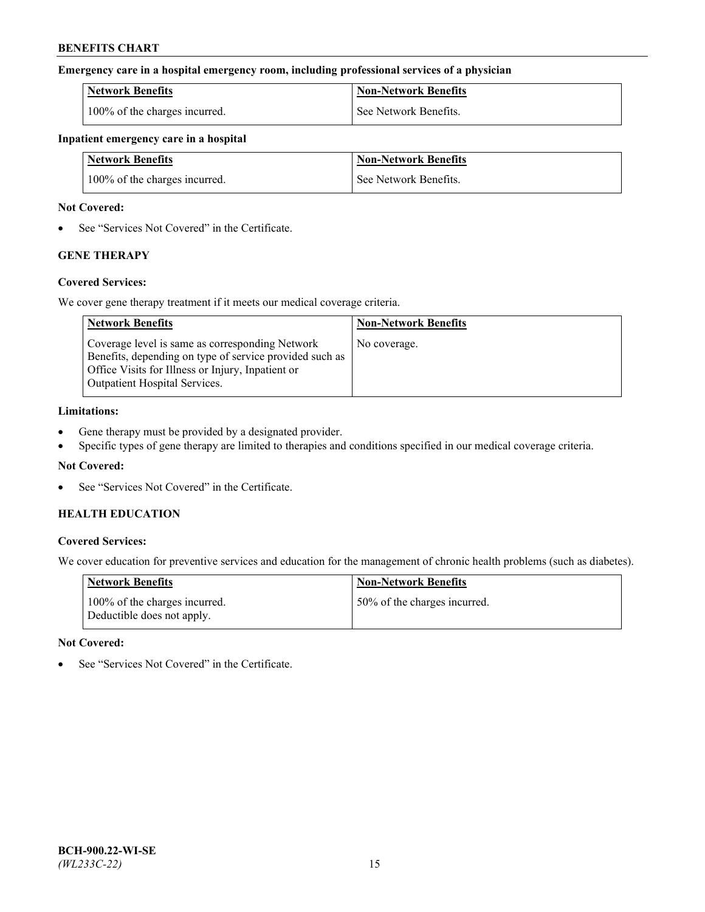**Emergency care in a hospital emergency room, including professional services of a physician**

| Network Benefits | Non-Network Benefits |
| --- | --- |
| 100% of the charges incurred. | See Network Benefits. |

**Inpatient emergency care in a hospital**

| Network Benefits | Non-Network Benefits |
| --- | --- |
| 100% of the charges incurred. | See Network Benefits. |

**Not Covered:**

- See "Services Not Covered" in the Certificate.

### GENE THERAPY

**Covered Services:**

We cover gene therapy treatment if it meets our medical coverage criteria.

| Network Benefits | Non-Network Benefits |
| --- | --- |
| Coverage level is same as corresponding Network Benefits, depending on type of service provided such as Office Visits for Illness or Injury, Inpatient or Outpatient Hospital Services. | No coverage. |

**Limitations:**

- Gene therapy must be provided by a designated provider.
- Specific types of gene therapy are limited to therapies and conditions specified in our medical coverage criteria.

**Not Covered:**

- See "Services Not Covered" in the Certificate.

### HEALTH EDUCATION

**Covered Services:**

We cover education for preventive services and education for the management of chronic health problems (such as diabetes).

| Network Benefits | Non-Network Benefits |
| --- | --- |
| 100% of the charges incurred. Deductible does not apply. | 50% of the charges incurred. |

**Not Covered:**

- See "Services Not Covered" in the Certificate.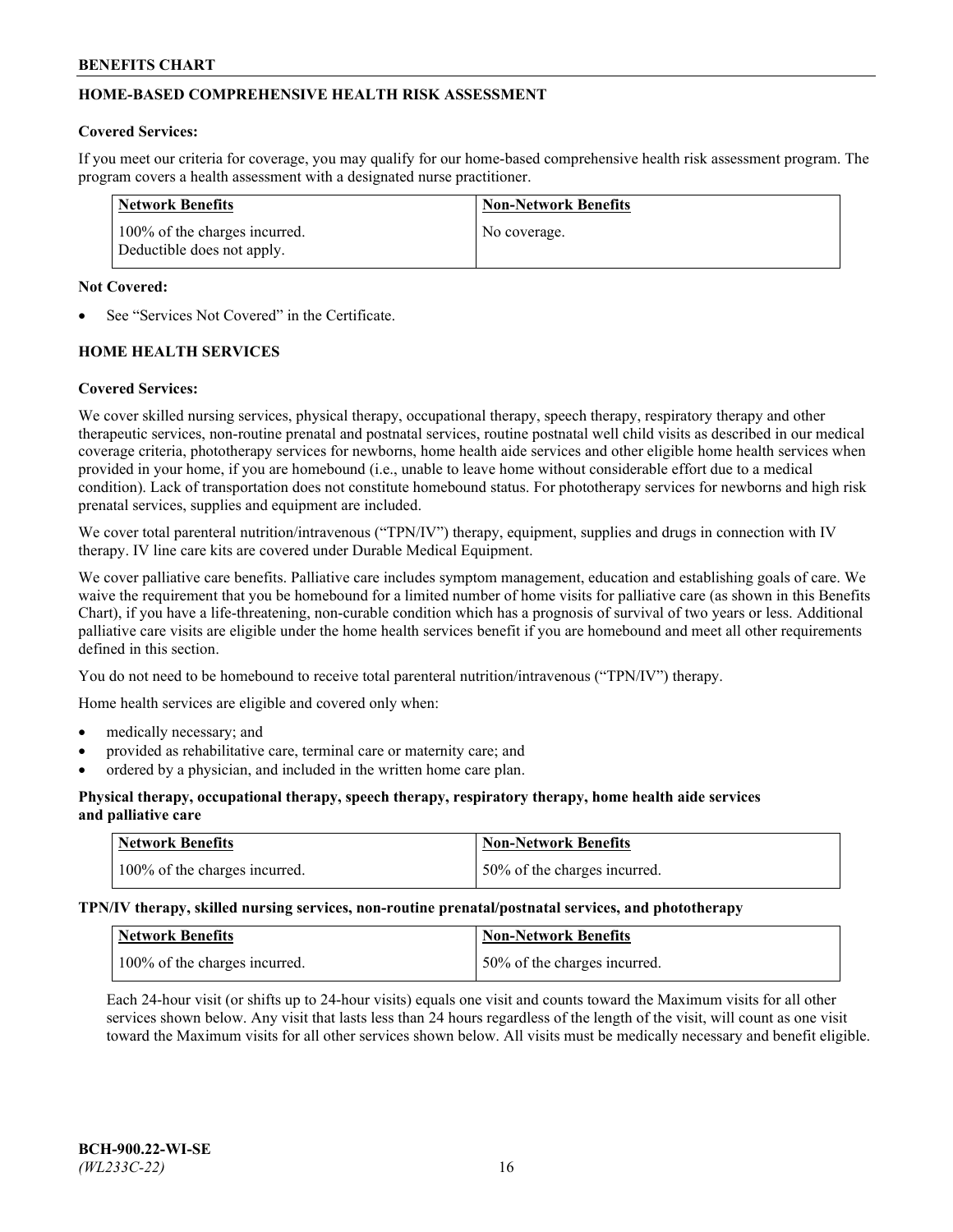## HOME-BASED COMPREHENSIVE HEALTH RISK ASSESSMENT

**Covered Services:**

If you meet our criteria for coverage, you may qualify for our home-based comprehensive health risk assessment program. The program covers a health assessment with a designated nurse practitioner.

| Network Benefits | Non-Network Benefits |
| --- | --- |
| 100% of the charges incurred. Deductible does not apply. | No coverage. |

**Not Covered:**

- See "Services Not Covered" in the Certificate.

## HOME HEALTH SERVICES

**Covered Services:**

We cover skilled nursing services, physical therapy, occupational therapy, speech therapy, respiratory therapy and other therapeutic services, non-routine prenatal and postnatal services, routine postnatal well child visits as described in our medical coverage criteria, phototherapy services for newborns, home health aide services and other eligible home health services when provided in your home, if you are homebound (i.e., unable to leave home without considerable effort due to a medical condition). Lack of transportation does not constitute homebound status. For phototherapy services for newborns and high risk prenatal services, supplies and equipment are included.

We cover total parenteral nutrition/intravenous ("TPN/IV") therapy, equipment, supplies and drugs in connection with IV therapy. IV line care kits are covered under Durable Medical Equipment.

We cover palliative care benefits. Palliative care includes symptom management, education and establishing goals of care. We waive the requirement that you be homebound for a limited number of home visits for palliative care (as shown in this Benefits Chart), if you have a life-threatening, non-curable condition which has a prognosis of survival of two years or less. Additional palliative care visits are eligible under the home health services benefit if you are homebound and meet all other requirements defined in this section.

You do not need to be homebound to receive total parenteral nutrition/intravenous ("TPN/IV") therapy.

Home health services are eligible and covered only when:

- medically necessary; and
- provided as rehabilitative care, terminal care or maternity care; and
- ordered by a physician, and included in the written home care plan.

**Physical therapy, occupational therapy, speech therapy, respiratory therapy, home health aide services and palliative care**

| Network Benefits | Non-Network Benefits |
| --- | --- |
| 100% of the charges incurred. | 50% of the charges incurred. |

**TPN/IV therapy, skilled nursing services, non-routine prenatal/postnatal services, and phototherapy**

| Network Benefits | Non-Network Benefits |
| --- | --- |
| 100% of the charges incurred. | 50% of the charges incurred. |

Each 24-hour visit (or shifts up to 24-hour visits) equals one visit and counts toward the Maximum visits for all other services shown below. Any visit that lasts less than 24 hours regardless of the length of the visit, will count as one visit toward the Maximum visits for all other services shown below. All visits must be medically necessary and benefit eligible.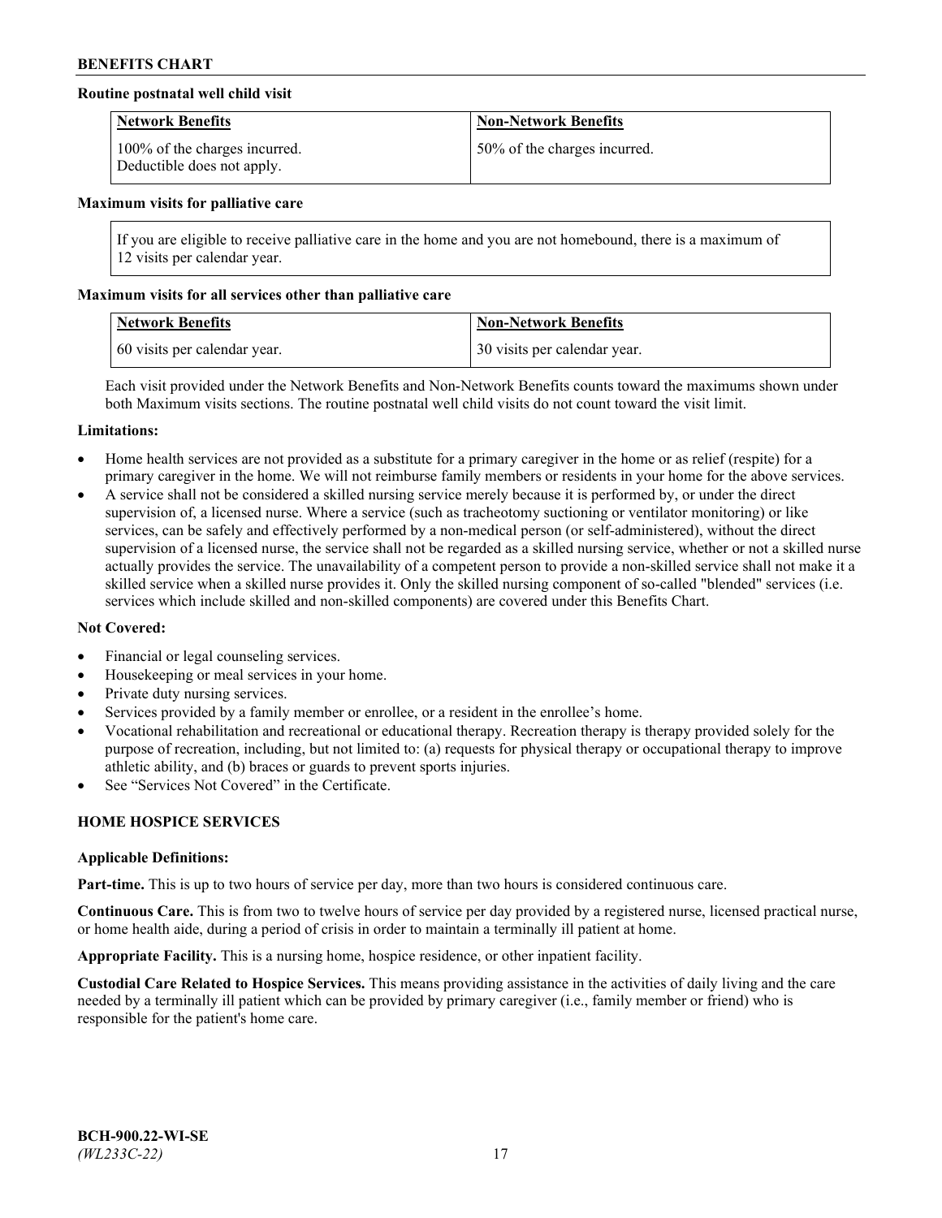**Routine postnatal well child visit**

| Network Benefits | Non-Network Benefits |
| --- | --- |
| 100% of the charges incurred. Deductible does not apply. | 50% of the charges incurred. |

**Maximum visits for palliative care**

If you are eligible to receive palliative care in the home and you are not homebound, there is a maximum of 12 visits per calendar year.

**Maximum visits for all services other than palliative care**

| Network Benefits | Non-Network Benefits |
| --- | --- |
| 60 visits per calendar year. | 30 visits per calendar year. |

Each visit provided under the Network Benefits and Non-Network Benefits counts toward the maximums shown under both Maximum visits sections. The routine postnatal well child visits do not count toward the visit limit.

**Limitations:**

- Home health services are not provided as a substitute for a primary caregiver in the home or as relief (respite) for a primary caregiver in the home. We will not reimburse family members or residents in your home for the above services.
- A service shall not be considered a skilled nursing service merely because it is performed by, or under the direct supervision of, a licensed nurse. Where a service (such as tracheotomy suctioning or ventilator monitoring) or like services, can be safely and effectively performed by a non-medical person (or self-administered), without the direct supervision of a licensed nurse, the service shall not be regarded as a skilled nursing service, whether or not a skilled nurse actually provides the service. The unavailability of a competent person to provide a non-skilled service shall not make it a skilled service when a skilled nurse provides it. Only the skilled nursing component of so-called "blended" services (i.e. services which include skilled and non-skilled components) are covered under this Benefits Chart.

**Not Covered:**

- Financial or legal counseling services.
- Housekeeping or meal services in your home.
- Private duty nursing services.
- Services provided by a family member or enrollee, or a resident in the enrollee's home.
- Vocational rehabilitation and recreational or educational therapy. Recreation therapy is therapy provided solely for the purpose of recreation, including, but not limited to: (a) requests for physical therapy or occupational therapy to improve athletic ability, and (b) braces or guards to prevent sports injuries.
- See "Services Not Covered" in the Certificate.

## HOME HOSPICE SERVICES

**Applicable Definitions:**

**Part-time.** This is up to two hours of service per day, more than two hours is considered continuous care.

**Continuous Care.** This is from two to twelve hours of service per day provided by a registered nurse, licensed practical nurse, or home health aide, during a period of crisis in order to maintain a terminally ill patient at home.

**Appropriate Facility.** This is a nursing home, hospice residence, or other inpatient facility.

**Custodial Care Related to Hospice Services.** This means providing assistance in the activities of daily living and the care needed by a terminally ill patient which can be provided by primary caregiver (i.e., family member or friend) who is responsible for the patient's home care.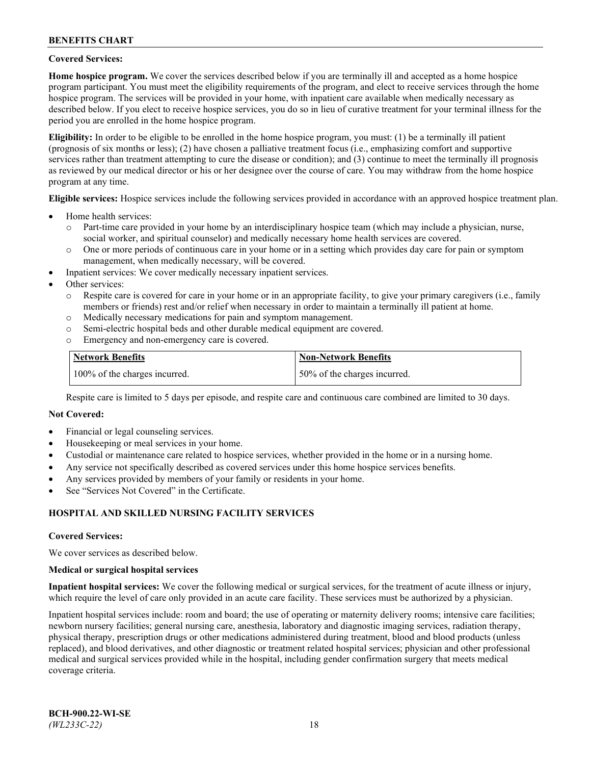**Covered Services:**

**Home hospice program.** We cover the services described below if you are terminally ill and accepted as a home hospice program participant. You must meet the eligibility requirements of the program, and elect to receive services through the home hospice program. The services will be provided in your home, with inpatient care available when medically necessary as described below. If you elect to receive hospice services, you do so in lieu of curative treatment for your terminal illness for the period you are enrolled in the home hospice program.

**Eligibility:** In order to be eligible to be enrolled in the home hospice program, you must: (1) be a terminally ill patient (prognosis of six months or less); (2) have chosen a palliative treatment focus (i.e., emphasizing comfort and supportive services rather than treatment attempting to cure the disease or condition); and (3) continue to meet the terminally ill prognosis as reviewed by our medical director or his or her designee over the course of care. You may withdraw from the home hospice program at any time.

**Eligible services:** Hospice services include the following services provided in accordance with an approved hospice treatment plan.

- Home health services:
  - Part-time care provided in your home by an interdisciplinary hospice team (which may include a physician, nurse, social worker, and spiritual counselor) and medically necessary home health services are covered.
  - One or more periods of continuous care in your home or in a setting which provides day care for pain or symptom management, when medically necessary, will be covered.
- Inpatient services: We cover medically necessary inpatient services.
- Other services:
  - Respite care is covered for care in your home or in an appropriate facility, to give your primary caregivers (i.e., family members or friends) rest and/or relief when necessary in order to maintain a terminally ill patient at home.
  - Medically necessary medications for pain and symptom management.
  - Semi-electric hospital beds and other durable medical equipment are covered.
  - Emergency and non-emergency care is covered.

| Network Benefits | Non-Network Benefits |
|---|---|
| 100% of the charges incurred. | 50% of the charges incurred. |

Respite care is limited to 5 days per episode, and respite care and continuous care combined are limited to 30 days.

**Not Covered:**

- Financial or legal counseling services.
- Housekeeping or meal services in your home.
- Custodial or maintenance care related to hospice services, whether provided in the home or in a nursing home.
- Any service not specifically described as covered services under this home hospice services benefits.
- Any services provided by members of your family or residents in your home.
- See "Services Not Covered" in the Certificate.

## HOSPITAL AND SKILLED NURSING FACILITY SERVICES

**Covered Services:**

We cover services as described below.

**Medical or surgical hospital services**

**Inpatient hospital services:** We cover the following medical or surgical services, for the treatment of acute illness or injury, which require the level of care only provided in an acute care facility. These services must be authorized by a physician.

Inpatient hospital services include: room and board; the use of operating or maternity delivery rooms; intensive care facilities; newborn nursery facilities; general nursing care, anesthesia, laboratory and diagnostic imaging services, radiation therapy, physical therapy, prescription drugs or other medications administered during treatment, blood and blood products (unless replaced), and blood derivatives, and other diagnostic or treatment related hospital services; physician and other professional medical and surgical services provided while in the hospital, including gender confirmation surgery that meets medical coverage criteria.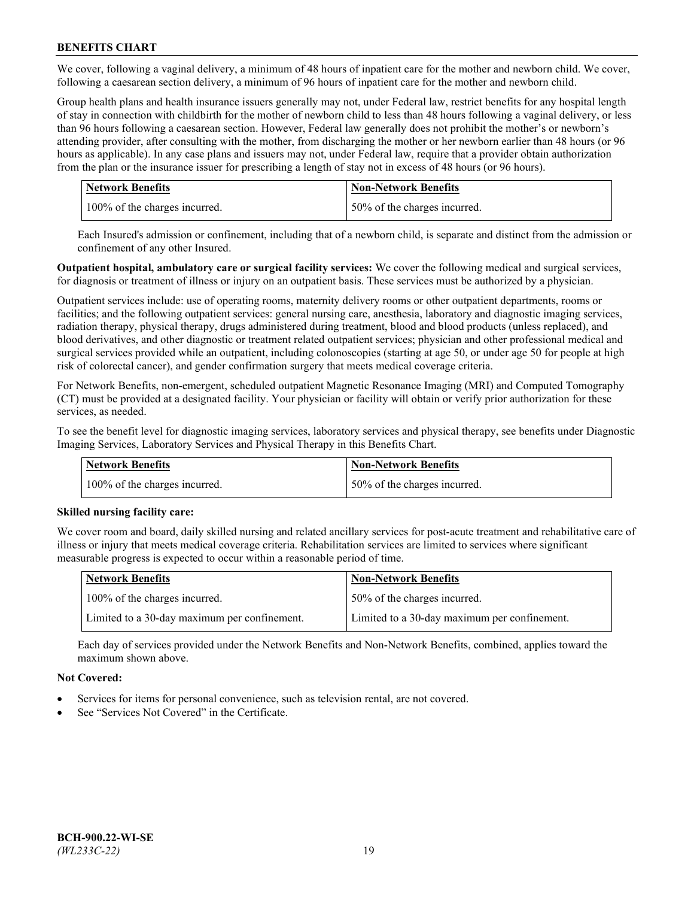We cover, following a vaginal delivery, a minimum of 48 hours of inpatient care for the mother and newborn child. We cover, following a caesarean section delivery, a minimum of 96 hours of inpatient care for the mother and newborn child.

Group health plans and health insurance issuers generally may not, under Federal law, restrict benefits for any hospital length of stay in connection with childbirth for the mother of newborn child to less than 48 hours following a vaginal delivery, or less than 96 hours following a caesarean section. However, Federal law generally does not prohibit the mother's or newborn's attending provider, after consulting with the mother, from discharging the mother or her newborn earlier than 48 hours (or 96 hours as applicable). In any case plans and issuers may not, under Federal law, require that a provider obtain authorization from the plan or the insurance issuer for prescribing a length of stay not in excess of 48 hours (or 96 hours).

| Network Benefits | Non-Network Benefits |
|---|---|
| 100% of the charges incurred. | 50% of the charges incurred. |

Each Insured's admission or confinement, including that of a newborn child, is separate and distinct from the admission or confinement of any other Insured.

**Outpatient hospital, ambulatory care or surgical facility services:** We cover the following medical and surgical services, for diagnosis or treatment of illness or injury on an outpatient basis. These services must be authorized by a physician.

Outpatient services include: use of operating rooms, maternity delivery rooms or other outpatient departments, rooms or facilities; and the following outpatient services: general nursing care, anesthesia, laboratory and diagnostic imaging services, radiation therapy, physical therapy, drugs administered during treatment, blood and blood products (unless replaced), and blood derivatives, and other diagnostic or treatment related outpatient services; physician and other professional medical and surgical services provided while an outpatient, including colonoscopies (starting at age 50, or under age 50 for people at high risk of colorectal cancer), and gender confirmation surgery that meets medical coverage criteria.

For Network Benefits, non-emergent, scheduled outpatient Magnetic Resonance Imaging (MRI) and Computed Tomography (CT) must be provided at a designated facility. Your physician or facility will obtain or verify prior authorization for these services, as needed.

To see the benefit level for diagnostic imaging services, laboratory services and physical therapy, see benefits under Diagnostic Imaging Services, Laboratory Services and Physical Therapy in this Benefits Chart.

| Network Benefits | Non-Network Benefits |
|---|---|
| 100% of the charges incurred. | 50% of the charges incurred. |

**Skilled nursing facility care:**

We cover room and board, daily skilled nursing and related ancillary services for post-acute treatment and rehabilitative care of illness or injury that meets medical coverage criteria. Rehabilitation services are limited to services where significant measurable progress is expected to occur within a reasonable period of time.

| Network Benefits | Non-Network Benefits |
|---|---|
| 100% of the charges incurred. | 50% of the charges incurred. |
| Limited to a 30-day maximum per confinement. | Limited to a 30-day maximum per confinement. |

Each day of services provided under the Network Benefits and Non-Network Benefits, combined, applies toward the maximum shown above.

**Not Covered:**

- Services for items for personal convenience, such as television rental, are not covered.
- See "Services Not Covered" in the Certificate.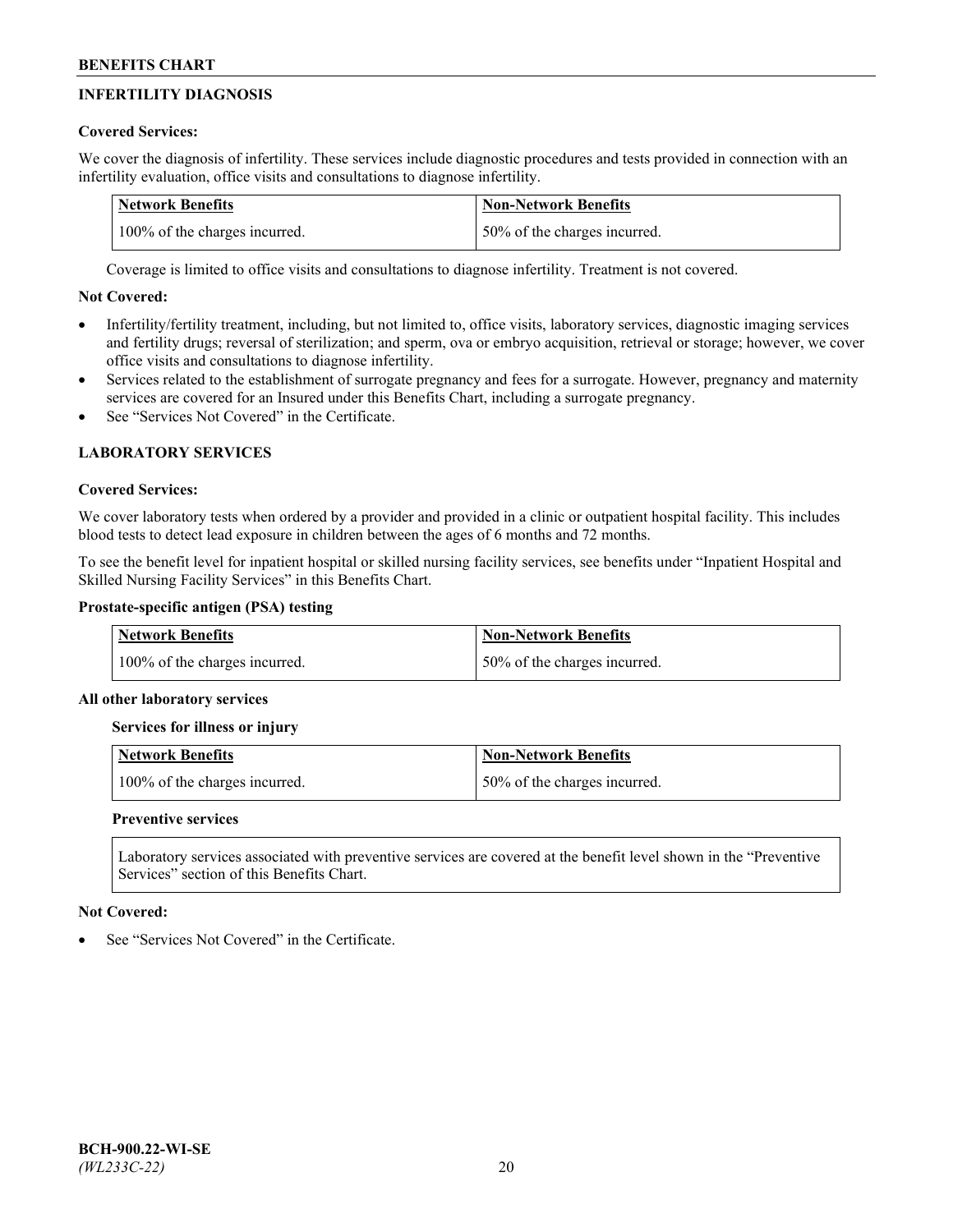## INFERTILITY DIAGNOSIS

**Covered Services:**

We cover the diagnosis of infertility. These services include diagnostic procedures and tests provided in connection with an infertility evaluation, office visits and consultations to diagnose infertility.

| Network Benefits | Non-Network Benefits |
| --- | --- |
| 100% of the charges incurred. | 50% of the charges incurred. |

Coverage is limited to office visits and consultations to diagnose infertility. Treatment is not covered.

**Not Covered:**

- Infertility/fertility treatment, including, but not limited to, office visits, laboratory services, diagnostic imaging services and fertility drugs; reversal of sterilization; and sperm, ova or embryo acquisition, retrieval or storage; however, we cover office visits and consultations to diagnose infertility.
- Services related to the establishment of surrogate pregnancy and fees for a surrogate. However, pregnancy and maternity services are covered for an Insured under this Benefits Chart, including a surrogate pregnancy.
- See "Services Not Covered" in the Certificate.

## LABORATORY SERVICES

**Covered Services:**

We cover laboratory tests when ordered by a provider and provided in a clinic or outpatient hospital facility. This includes blood tests to detect lead exposure in children between the ages of 6 months and 72 months.

To see the benefit level for inpatient hospital or skilled nursing facility services, see benefits under "Inpatient Hospital and Skilled Nursing Facility Services" in this Benefits Chart.

**Prostate-specific antigen (PSA) testing**

| Network Benefits | Non-Network Benefits |
| --- | --- |
| 100% of the charges incurred. | 50% of the charges incurred. |

**All other laboratory services**

**Services for illness or injury**

| Network Benefits | Non-Network Benefits |
| --- | --- |
| 100% of the charges incurred. | 50% of the charges incurred. |

**Preventive services**

Laboratory services associated with preventive services are covered at the benefit level shown in the "Preventive Services" section of this Benefits Chart.

**Not Covered:**

- See "Services Not Covered" in the Certificate.

BCH-900.22-WI-SE
*(WL233C-22)*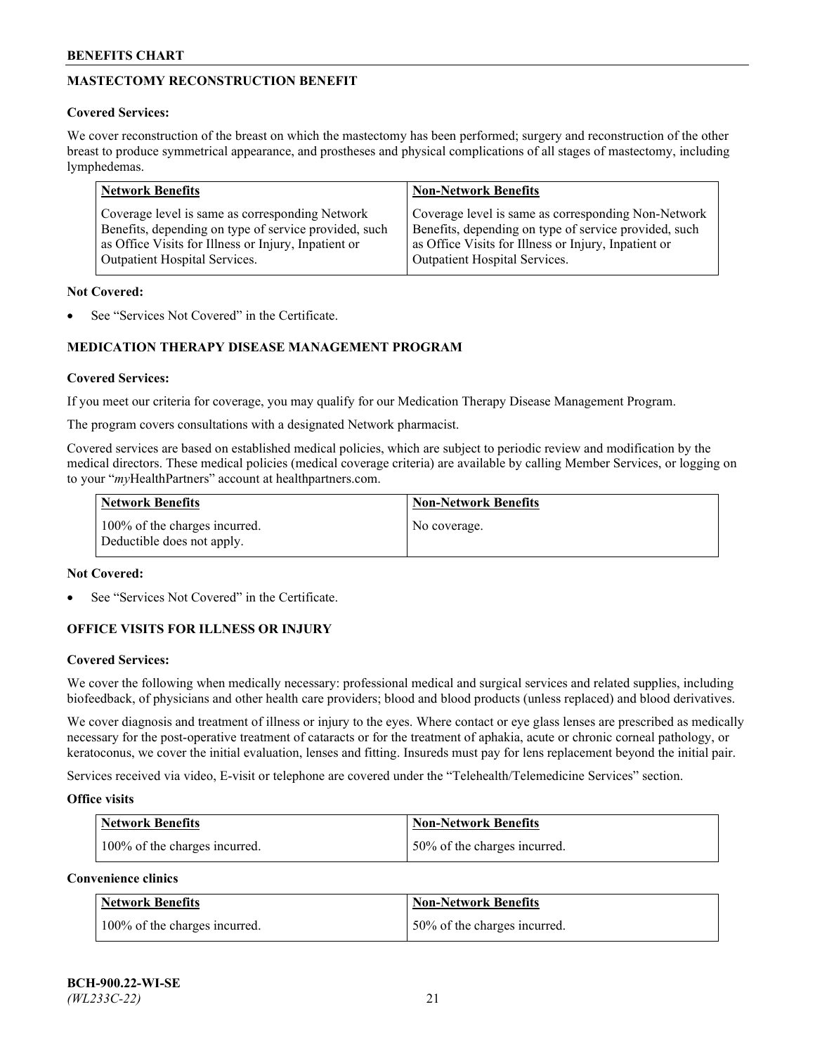## MASTECTOMY RECONSTRUCTION BENEFIT

**Covered Services:**

We cover reconstruction of the breast on which the mastectomy has been performed; surgery and reconstruction of the other breast to produce symmetrical appearance, and prostheses and physical complications of all stages of mastectomy, including lymphedemas.

| Network Benefits | Non-Network Benefits |
| --- | --- |
| Coverage level is same as corresponding Network Benefits, depending on type of service provided, such as Office Visits for Illness or Injury, Inpatient or Outpatient Hospital Services. | Coverage level is same as corresponding Non-Network Benefits, depending on type of service provided, such as Office Visits for Illness or Injury, Inpatient or Outpatient Hospital Services. |

**Not Covered:**

- See "Services Not Covered" in the Certificate.

## MEDICATION THERAPY DISEASE MANAGEMENT PROGRAM

**Covered Services:**

If you meet our criteria for coverage, you may qualify for our Medication Therapy Disease Management Program.

The program covers consultations with a designated Network pharmacist.

Covered services are based on established medical policies, which are subject to periodic review and modification by the medical directors. These medical policies (medical coverage criteria) are available by calling Member Services, or logging on to your "*my*HealthPartners" account at healthpartners.com.

| Network Benefits | Non-Network Benefits |
| --- | --- |
| 100% of the charges incurred. Deductible does not apply. | No coverage. |

**Not Covered:**

- See "Services Not Covered" in the Certificate.

## OFFICE VISITS FOR ILLNESS OR INJURY

**Covered Services:**

We cover the following when medically necessary: professional medical and surgical services and related supplies, including biofeedback, of physicians and other health care providers; blood and blood products (unless replaced) and blood derivatives.

We cover diagnosis and treatment of illness or injury to the eyes. Where contact or eye glass lenses are prescribed as medically necessary for the post-operative treatment of cataracts or for the treatment of aphakia, acute or chronic corneal pathology, or keratoconus, we cover the initial evaluation, lenses and fitting. Insureds must pay for lens replacement beyond the initial pair.

Services received via video, E-visit or telephone are covered under the "Telehealth/Telemedicine Services" section.

**Office visits**

| Network Benefits | Non-Network Benefits |
| --- | --- |
| 100% of the charges incurred. | 50% of the charges incurred. |

**Convenience clinics**

| Network Benefits | Non-Network Benefits |
| --- | --- |
| 100% of the charges incurred. | 50% of the charges incurred. |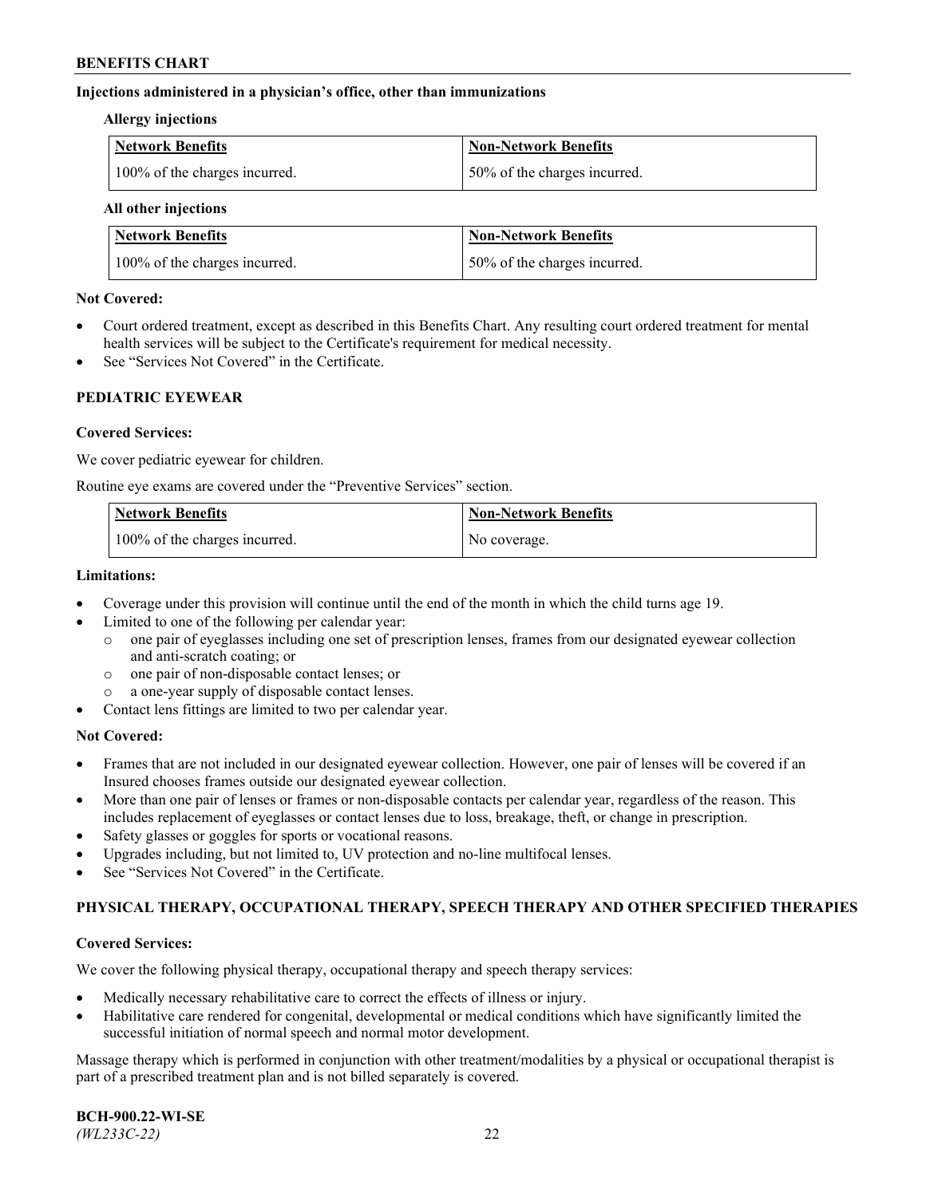**Injections administered in a physician's office, other than immunizations**

**Allergy injections**

| Network Benefits | Non-Network Benefits |
|---|---|
| 100% of the charges incurred. | 50% of the charges incurred. |

**All other injections**

| Network Benefits | Non-Network Benefits |
|---|---|
| 100% of the charges incurred. | 50% of the charges incurred. |

**Not Covered:**

- Court ordered treatment, except as described in this Benefits Chart. Any resulting court ordered treatment for mental health services will be subject to the Certificate's requirement for medical necessity.
- See "Services Not Covered" in the Certificate.

## PEDIATRIC EYEWEAR

**Covered Services:**

We cover pediatric eyewear for children.

Routine eye exams are covered under the "Preventive Services" section.

| Network Benefits | Non-Network Benefits |
|---|---|
| 100% of the charges incurred. | No coverage. |

**Limitations:**

- Coverage under this provision will continue until the end of the month in which the child turns age 19.
- Limited to one of the following per calendar year:
  - one pair of eyeglasses including one set of prescription lenses, frames from our designated eyewear collection and anti-scratch coating; or
  - one pair of non-disposable contact lenses; or
  - a one-year supply of disposable contact lenses.
- Contact lens fittings are limited to two per calendar year.

**Not Covered:**

- Frames that are not included in our designated eyewear collection. However, one pair of lenses will be covered if an Insured chooses frames outside our designated eyewear collection.
- More than one pair of lenses or frames or non-disposable contacts per calendar year, regardless of the reason. This includes replacement of eyeglasses or contact lenses due to loss, breakage, theft, or change in prescription.
- Safety glasses or goggles for sports or vocational reasons.
- Upgrades including, but not limited to, UV protection and no-line multifocal lenses.
- See "Services Not Covered" in the Certificate.

## PHYSICAL THERAPY, OCCUPATIONAL THERAPY, SPEECH THERAPY AND OTHER SPECIFIED THERAPIES

**Covered Services:**

We cover the following physical therapy, occupational therapy and speech therapy services:

- Medically necessary rehabilitative care to correct the effects of illness or injury.
- Habilitative care rendered for congenital, developmental or medical conditions which have significantly limited the successful initiation of normal speech and normal motor development.

Massage therapy which is performed in conjunction with other treatment/modalities by a physical or occupational therapist is part of a prescribed treatment plan and is not billed separately is covered.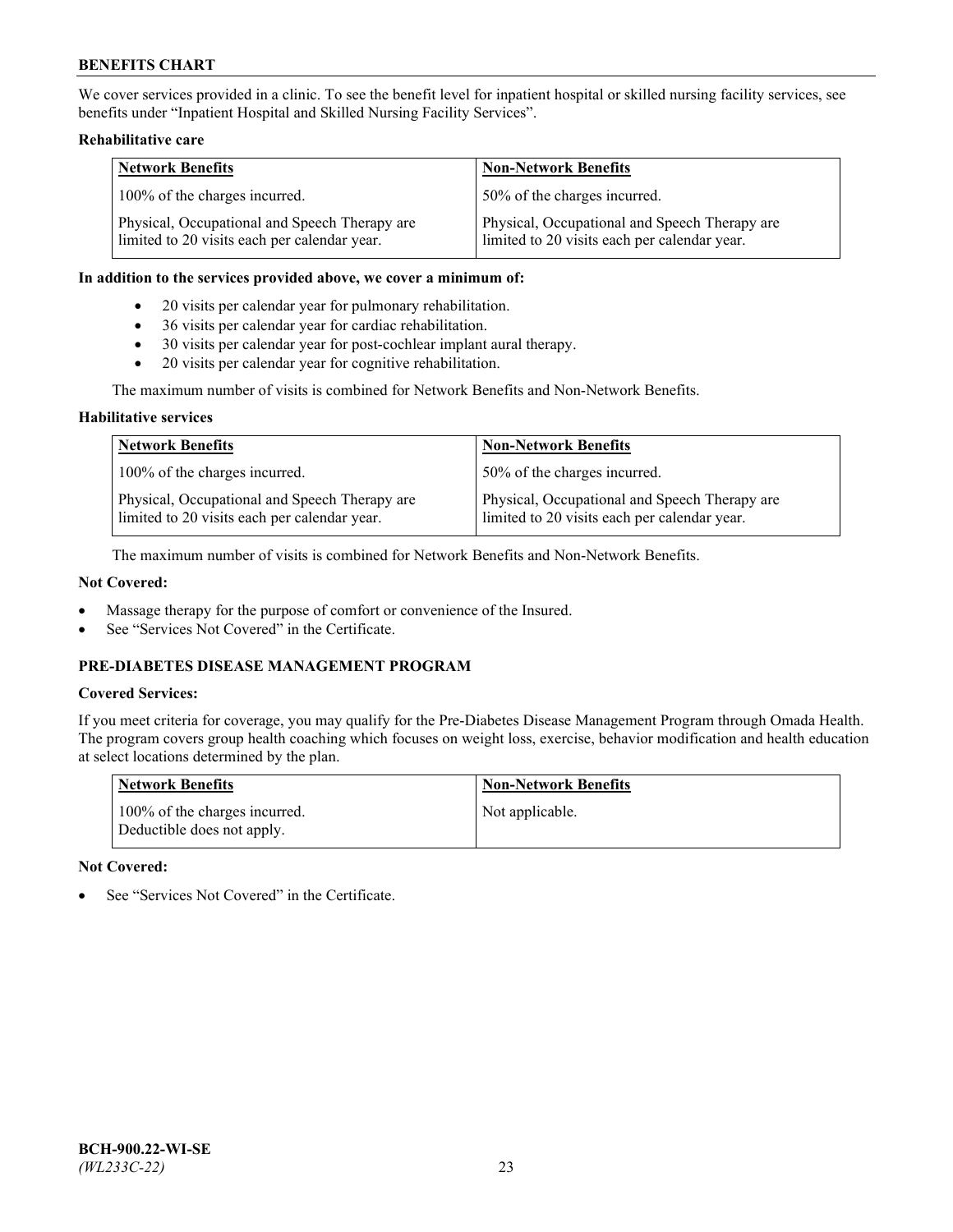We cover services provided in a clinic. To see the benefit level for inpatient hospital or skilled nursing facility services, see benefits under "Inpatient Hospital and Skilled Nursing Facility Services".

**Rehabilitative care**

| Network Benefits | Non-Network Benefits |
|---|---|
| 100% of the charges incurred. | 50% of the charges incurred. |
| Physical, Occupational and Speech Therapy are limited to 20 visits each per calendar year. | Physical, Occupational and Speech Therapy are limited to 20 visits each per calendar year. |

**In addition to the services provided above, we cover a minimum of:**

- 20 visits per calendar year for pulmonary rehabilitation.
- 36 visits per calendar year for cardiac rehabilitation.
- 30 visits per calendar year for post-cochlear implant aural therapy.
- 20 visits per calendar year for cognitive rehabilitation.

The maximum number of visits is combined for Network Benefits and Non-Network Benefits.

**Habilitative services**

| Network Benefits | Non-Network Benefits |
|---|---|
| 100% of the charges incurred. | 50% of the charges incurred. |
| Physical, Occupational and Speech Therapy are limited to 20 visits each per calendar year. | Physical, Occupational and Speech Therapy are limited to 20 visits each per calendar year. |

The maximum number of visits is combined for Network Benefits and Non-Network Benefits.

**Not Covered:**

- Massage therapy for the purpose of comfort or convenience of the Insured.
- See "Services Not Covered" in the Certificate.

## PRE-DIABETES DISEASE MANAGEMENT PROGRAM

**Covered Services:**

If you meet criteria for coverage, you may qualify for the Pre-Diabetes Disease Management Program through Omada Health. The program covers group health coaching which focuses on weight loss, exercise, behavior modification and health education at select locations determined by the plan.

| Network Benefits | Non-Network Benefits |
|---|---|
| 100% of the charges incurred. Deductible does not apply. | Not applicable. |

**Not Covered:**

- See "Services Not Covered" in the Certificate.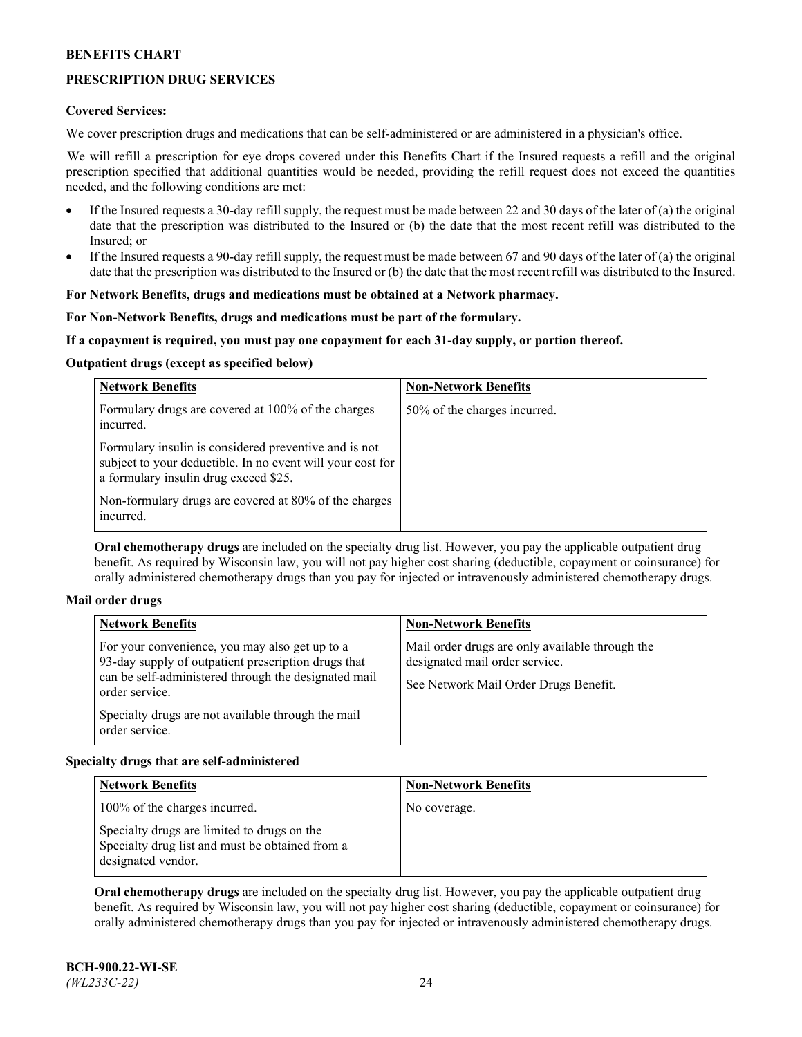## PRESCRIPTION DRUG SERVICES

**Covered Services:**

We cover prescription drugs and medications that can be self-administered or are administered in a physician's office.

We will refill a prescription for eye drops covered under this Benefits Chart if the Insured requests a refill and the original prescription specified that additional quantities would be needed, providing the refill request does not exceed the quantities needed, and the following conditions are met:

- If the Insured requests a 30-day refill supply, the request must be made between 22 and 30 days of the later of (a) the original date that the prescription was distributed to the Insured or (b) the date that the most recent refill was distributed to the Insured; or
- If the Insured requests a 90-day refill supply, the request must be made between 67 and 90 days of the later of (a) the original date that the prescription was distributed to the Insured or (b) the date that the most recent refill was distributed to the Insured.

**For Network Benefits, drugs and medications must be obtained at a Network pharmacy.**

**For Non-Network Benefits, drugs and medications must be part of the formulary.**

**If a copayment is required, you must pay one copayment for each 31-day supply, or portion thereof.**

**Outpatient drugs (except as specified below)**

| Network Benefits | Non-Network Benefits |
|---|---|
| Formulary drugs are covered at 100% of the charges incurred.<br><br>Formulary insulin is considered preventive and is not subject to your deductible. In no event will your cost for a formulary insulin drug exceed $25.<br><br>Non-formulary drugs are covered at 80% of the charges incurred. | 50% of the charges incurred. |

**Oral chemotherapy drugs** are included on the specialty drug list. However, you pay the applicable outpatient drug benefit. As required by Wisconsin law, you will not pay higher cost sharing (deductible, copayment or coinsurance) for orally administered chemotherapy drugs than you pay for injected or intravenously administered chemotherapy drugs.

**Mail order drugs**

| Network Benefits | Non-Network Benefits |
|---|---|
| For your convenience, you may also get up to a 93-day supply of outpatient prescription drugs that can be self-administered through the designated mail order service.<br><br>Specialty drugs are not available through the mail order service. | Mail order drugs are only available through the designated mail order service.<br><br>See Network Mail Order Drugs Benefit. |

**Specialty drugs that are self-administered**

| Network Benefits | Non-Network Benefits |
|---|---|
| 100% of the charges incurred.<br><br>Specialty drugs are limited to drugs on the Specialty drug list and must be obtained from a designated vendor. | No coverage. |

**Oral chemotherapy drugs** are included on the specialty drug list. However, you pay the applicable outpatient drug benefit. As required by Wisconsin law, you will not pay higher cost sharing (deductible, copayment or coinsurance) for orally administered chemotherapy drugs than you pay for injected or intravenously administered chemotherapy drugs.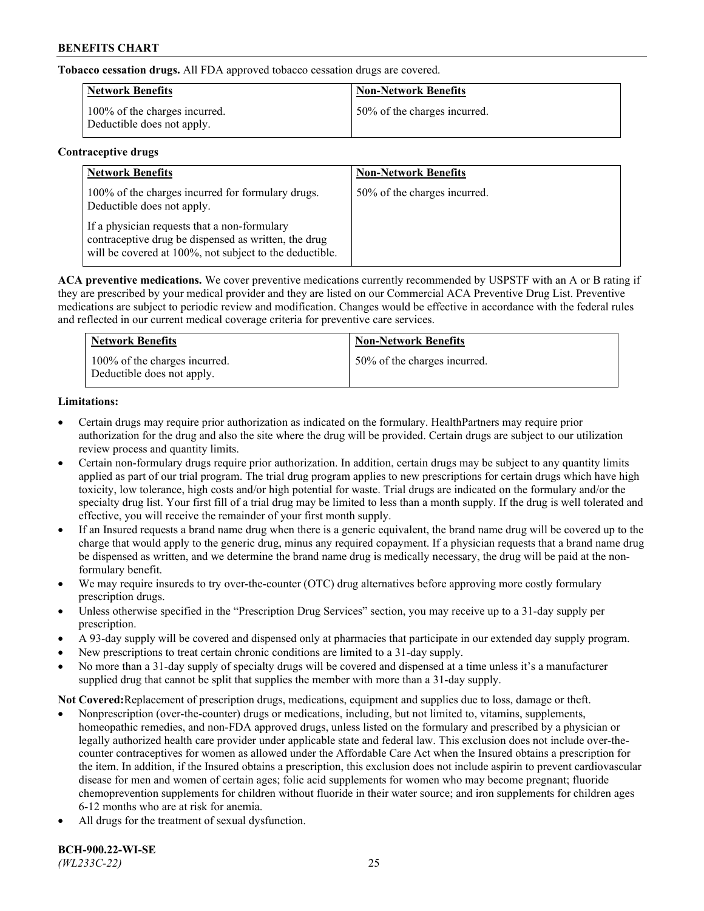**Tobacco cessation drugs.** All FDA approved tobacco cessation drugs are covered.

| Network Benefits | Non-Network Benefits |
| --- | --- |
| 100% of the charges incurred. Deductible does not apply. | 50% of the charges incurred. |

**Contraceptive drugs**

| Network Benefits | Non-Network Benefits |
| --- | --- |
| 100% of the charges incurred for formulary drugs. Deductible does not apply.<br><br>If a physician requests that a non-formulary contraceptive drug be dispensed as written, the drug will be covered at 100%, not subject to the deductible. | 50% of the charges incurred. |

**ACA preventive medications.** We cover preventive medications currently recommended by USPSTF with an A or B rating if they are prescribed by your medical provider and they are listed on our Commercial ACA Preventive Drug List. Preventive medications are subject to periodic review and modification. Changes would be effective in accordance with the federal rules and reflected in our current medical coverage criteria for preventive care services.

| Network Benefits | Non-Network Benefits |
| --- | --- |
| 100% of the charges incurred. Deductible does not apply. | 50% of the charges incurred. |

**Limitations:**

- Certain drugs may require prior authorization as indicated on the formulary. HealthPartners may require prior authorization for the drug and also the site where the drug will be provided. Certain drugs are subject to our utilization review process and quantity limits.
- Certain non-formulary drugs require prior authorization. In addition, certain drugs may be subject to any quantity limits applied as part of our trial program. The trial drug program applies to new prescriptions for certain drugs which have high toxicity, low tolerance, high costs and/or high potential for waste. Trial drugs are indicated on the formulary and/or the specialty drug list. Your first fill of a trial drug may be limited to less than a month supply. If the drug is well tolerated and effective, you will receive the remainder of your first month supply.
- If an Insured requests a brand name drug when there is a generic equivalent, the brand name drug will be covered up to the charge that would apply to the generic drug, minus any required copayment. If a physician requests that a brand name drug be dispensed as written, and we determine the brand name drug is medically necessary, the drug will be paid at the non-formulary benefit.
- We may require insureds to try over-the-counter (OTC) drug alternatives before approving more costly formulary prescription drugs.
- Unless otherwise specified in the "Prescription Drug Services" section, you may receive up to a 31-day supply per prescription.
- A 93-day supply will be covered and dispensed only at pharmacies that participate in our extended day supply program.
- New prescriptions to treat certain chronic conditions are limited to a 31-day supply.
- No more than a 31-day supply of specialty drugs will be covered and dispensed at a time unless it's a manufacturer supplied drug that cannot be split that supplies the member with more than a 31-day supply.

**Not Covered:**Replacement of prescription drugs, medications, equipment and supplies due to loss, damage or theft.

- Nonprescription (over-the-counter) drugs or medications, including, but not limited to, vitamins, supplements, homeopathic remedies, and non-FDA approved drugs, unless listed on the formulary and prescribed by a physician or legally authorized health care provider under applicable state and federal law. This exclusion does not include over-the-counter contraceptives for women as allowed under the Affordable Care Act when the Insured obtains a prescription for the item. In addition, if the Insured obtains a prescription, this exclusion does not include aspirin to prevent cardiovascular disease for men and women of certain ages; folic acid supplements for women who may become pregnant; fluoride chemoprevention supplements for children without fluoride in their water source; and iron supplements for children ages 6-12 months who are at risk for anemia.
- All drugs for the treatment of sexual dysfunction.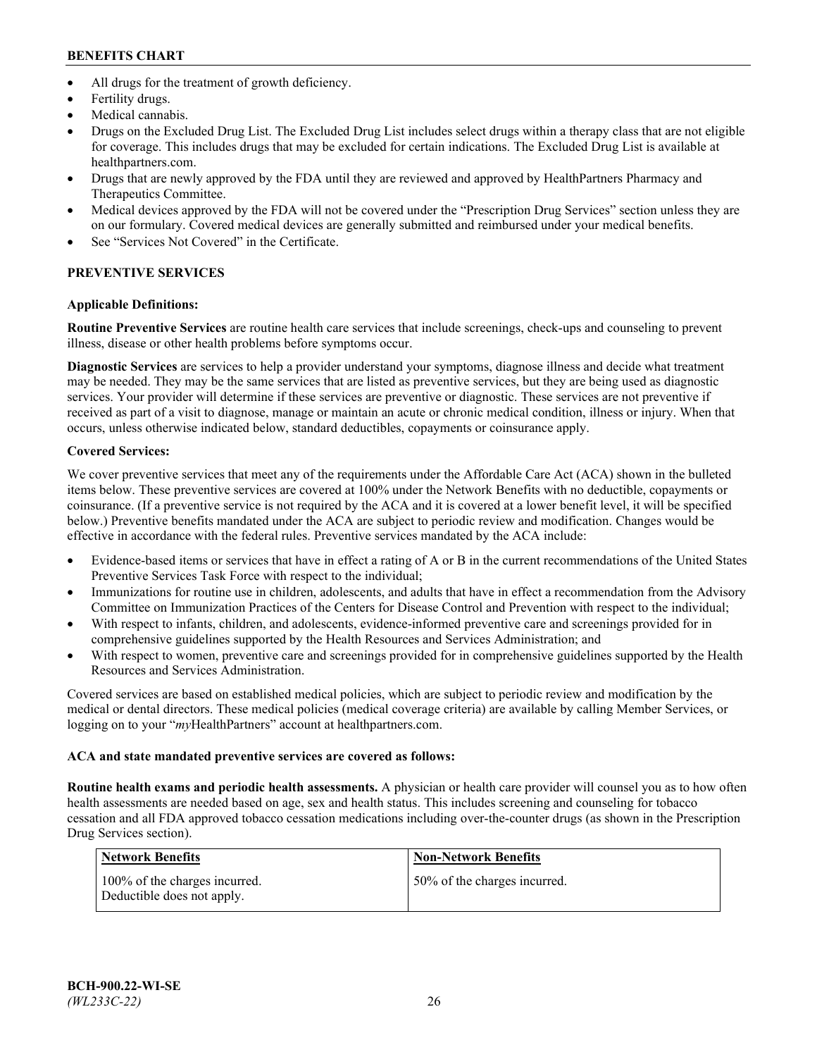- All drugs for the treatment of growth deficiency.
- Fertility drugs.
- Medical cannabis.
- Drugs on the Excluded Drug List. The Excluded Drug List includes select drugs within a therapy class that are not eligible for coverage. This includes drugs that may be excluded for certain indications. The Excluded Drug List is available at healthpartners.com.
- Drugs that are newly approved by the FDA until they are reviewed and approved by HealthPartners Pharmacy and Therapeutics Committee.
- Medical devices approved by the FDA will not be covered under the "Prescription Drug Services" section unless they are on our formulary. Covered medical devices are generally submitted and reimbursed under your medical benefits.
- See "Services Not Covered" in the Certificate.

## PREVENTIVE SERVICES

### Applicable Definitions:

**Routine Preventive Services** are routine health care services that include screenings, check-ups and counseling to prevent illness, disease or other health problems before symptoms occur.

**Diagnostic Services** are services to help a provider understand your symptoms, diagnose illness and decide what treatment may be needed. They may be the same services that are listed as preventive services, but they are being used as diagnostic services. Your provider will determine if these services are preventive or diagnostic. These services are not preventive if received as part of a visit to diagnose, manage or maintain an acute or chronic medical condition, illness or injury. When that occurs, unless otherwise indicated below, standard deductibles, copayments or coinsurance apply.

### Covered Services:

We cover preventive services that meet any of the requirements under the Affordable Care Act (ACA) shown in the bulleted items below. These preventive services are covered at 100% under the Network Benefits with no deductible, copayments or coinsurance. (If a preventive service is not required by the ACA and it is covered at a lower benefit level, it will be specified below.) Preventive benefits mandated under the ACA are subject to periodic review and modification. Changes would be effective in accordance with the federal rules. Preventive services mandated by the ACA include:

- Evidence-based items or services that have in effect a rating of A or B in the current recommendations of the United States Preventive Services Task Force with respect to the individual;
- Immunizations for routine use in children, adolescents, and adults that have in effect a recommendation from the Advisory Committee on Immunization Practices of the Centers for Disease Control and Prevention with respect to the individual;
- With respect to infants, children, and adolescents, evidence-informed preventive care and screenings provided for in comprehensive guidelines supported by the Health Resources and Services Administration; and
- With respect to women, preventive care and screenings provided for in comprehensive guidelines supported by the Health Resources and Services Administration.

Covered services are based on established medical policies, which are subject to periodic review and modification by the medical or dental directors. These medical policies (medical coverage criteria) are available by calling Member Services, or logging on to your "*my*HealthPartners" account at healthpartners.com.

**ACA and state mandated preventive services are covered as follows:**

**Routine health exams and periodic health assessments.** A physician or health care provider will counsel you as to how often health assessments are needed based on age, sex and health status. This includes screening and counseling for tobacco cessation and all FDA approved tobacco cessation medications including over-the-counter drugs (as shown in the Prescription Drug Services section).

| Network Benefits | Non-Network Benefits |
| --- | --- |
| 100% of the charges incurred. Deductible does not apply. | 50% of the charges incurred. |

BCH-900.22-WI-SE
*(WL233C-22)*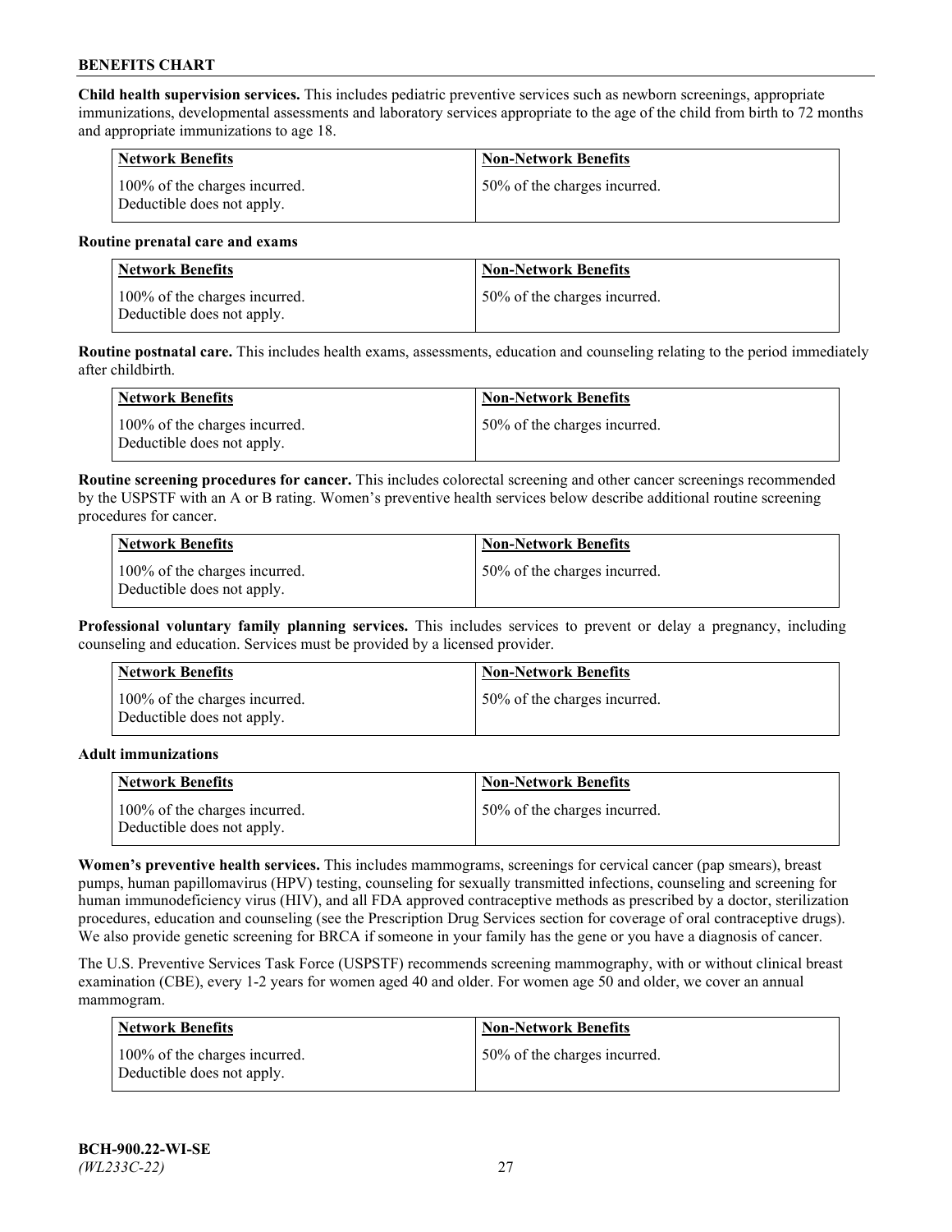**Child health supervision services.** This includes pediatric preventive services such as newborn screenings, appropriate immunizations, developmental assessments and laboratory services appropriate to the age of the child from birth to 72 months and appropriate immunizations to age 18.

| Network Benefits | Non-Network Benefits |
|---|---|
| 100% of the charges incurred. Deductible does not apply. | 50% of the charges incurred. |

**Routine prenatal care and exams**

| Network Benefits | Non-Network Benefits |
|---|---|
| 100% of the charges incurred. Deductible does not apply. | 50% of the charges incurred. |

**Routine postnatal care.** This includes health exams, assessments, education and counseling relating to the period immediately after childbirth.

| Network Benefits | Non-Network Benefits |
|---|---|
| 100% of the charges incurred. Deductible does not apply. | 50% of the charges incurred. |

**Routine screening procedures for cancer.** This includes colorectal screening and other cancer screenings recommended by the USPSTF with an A or B rating. Women's preventive health services below describe additional routine screening procedures for cancer.

| Network Benefits | Non-Network Benefits |
|---|---|
| 100% of the charges incurred. Deductible does not apply. | 50% of the charges incurred. |

**Professional voluntary family planning services.** This includes services to prevent or delay a pregnancy, including counseling and education. Services must be provided by a licensed provider.

| Network Benefits | Non-Network Benefits |
|---|---|
| 100% of the charges incurred. Deductible does not apply. | 50% of the charges incurred. |

**Adult immunizations**

| Network Benefits | Non-Network Benefits |
|---|---|
| 100% of the charges incurred. Deductible does not apply. | 50% of the charges incurred. |

**Women's preventive health services.** This includes mammograms, screenings for cervical cancer (pap smears), breast pumps, human papillomavirus (HPV) testing, counseling for sexually transmitted infections, counseling and screening for human immunodeficiency virus (HIV), and all FDA approved contraceptive methods as prescribed by a doctor, sterilization procedures, education and counseling (see the Prescription Drug Services section for coverage of oral contraceptive drugs). We also provide genetic screening for BRCA if someone in your family has the gene or you have a diagnosis of cancer.

The U.S. Preventive Services Task Force (USPSTF) recommends screening mammography, with or without clinical breast examination (CBE), every 1-2 years for women aged 40 and older. For women age 50 and older, we cover an annual mammogram.

| Network Benefits | Non-Network Benefits |
|---|---|
| 100% of the charges incurred. Deductible does not apply. | 50% of the charges incurred. |

**BCH-900.22-WI-SE**
*(WL233C-22)*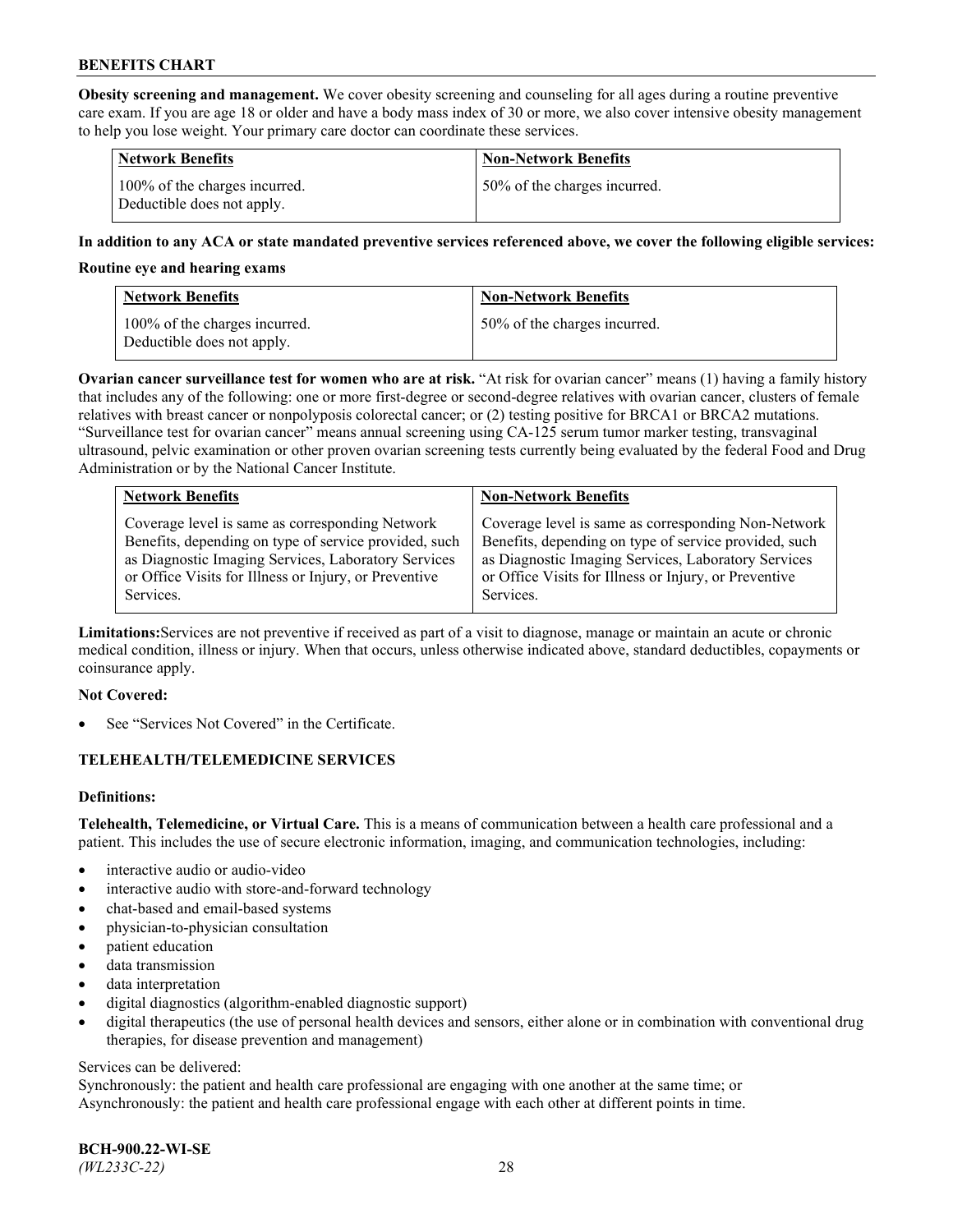**Obesity screening and management.** We cover obesity screening and counseling for all ages during a routine preventive care exam. If you are age 18 or older and have a body mass index of 30 or more, we also cover intensive obesity management to help you lose weight. Your primary care doctor can coordinate these services.

| Network Benefits | Non-Network Benefits |
|---|---|
| 100% of the charges incurred. Deductible does not apply. | 50% of the charges incurred. |

**In addition to any ACA or state mandated preventive services referenced above, we cover the following eligible services:**

**Routine eye and hearing exams**

| Network Benefits | Non-Network Benefits |
|---|---|
| 100% of the charges incurred. Deductible does not apply. | 50% of the charges incurred. |

**Ovarian cancer surveillance test for women who are at risk.** "At risk for ovarian cancer" means (1) having a family history that includes any of the following: one or more first-degree or second-degree relatives with ovarian cancer, clusters of female relatives with breast cancer or nonpolyposis colorectal cancer; or (2) testing positive for BRCA1 or BRCA2 mutations. "Surveillance test for ovarian cancer" means annual screening using CA-125 serum tumor marker testing, transvaginal ultrasound, pelvic examination or other proven ovarian screening tests currently being evaluated by the federal Food and Drug Administration or by the National Cancer Institute.

| Network Benefits | Non-Network Benefits |
|---|---|
| Coverage level is same as corresponding Network Benefits, depending on type of service provided, such as Diagnostic Imaging Services, Laboratory Services or Office Visits for Illness or Injury, or Preventive Services. | Coverage level is same as corresponding Non-Network Benefits, depending on type of service provided, such as Diagnostic Imaging Services, Laboratory Services or Office Visits for Illness or Injury, or Preventive Services. |

**Limitations:** Services are not preventive if received as part of a visit to diagnose, manage or maintain an acute or chronic medical condition, illness or injury. When that occurs, unless otherwise indicated above, standard deductibles, copayments or coinsurance apply.

**Not Covered:**

- See "Services Not Covered" in the Certificate.

## TELEHEALTH/TELEMEDICINE SERVICES

**Definitions:**

**Telehealth, Telemedicine, or Virtual Care.** This is a means of communication between a health care professional and a patient. This includes the use of secure electronic information, imaging, and communication technologies, including:

- interactive audio or audio-video
- interactive audio with store-and-forward technology
- chat-based and email-based systems
- physician-to-physician consultation
- patient education
- data transmission
- data interpretation
- digital diagnostics (algorithm-enabled diagnostic support)
- digital therapeutics (the use of personal health devices and sensors, either alone or in combination with conventional drug therapies, for disease prevention and management)

Services can be delivered:
Synchronously: the patient and health care professional are engaging with one another at the same time; or
Asynchronously: the patient and health care professional engage with each other at different points in time.

**BCH-900.22-WI-SE**
*(WL233C-22)*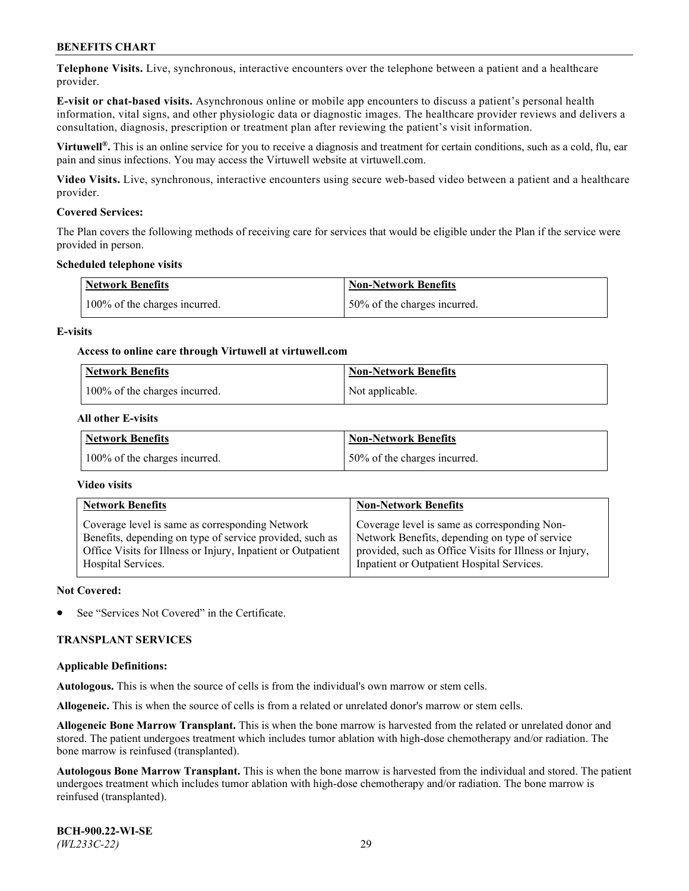**Telephone Visits.** Live, synchronous, interactive encounters over the telephone between a patient and a healthcare provider.

**E-visit or chat-based visits.** Asynchronous online or mobile app encounters to discuss a patient's personal health information, vital signs, and other physiologic data or diagnostic images. The healthcare provider reviews and delivers a consultation, diagnosis, prescription or treatment plan after reviewing the patient's visit information.

**Virtuwell®.** This is an online service for you to receive a diagnosis and treatment for certain conditions, such as a cold, flu, ear pain and sinus infections. You may access the Virtuwell website at virtuwell.com.

**Video Visits.** Live, synchronous, interactive encounters using secure web-based video between a patient and a healthcare provider.

**Covered Services:**

The Plan covers the following methods of receiving care for services that would be eligible under the Plan if the service were provided in person.

**Scheduled telephone visits**

| Network Benefits | Non-Network Benefits |
|---|---|
| 100% of the charges incurred. | 50% of the charges incurred. |

**E-visits**

**Access to online care through Virtuwell at virtuwell.com**

| Network Benefits | Non-Network Benefits |
|---|---|
| 100% of the charges incurred. | Not applicable. |

**All other E-visits**

| Network Benefits | Non-Network Benefits |
|---|---|
| 100% of the charges incurred. | 50% of the charges incurred. |

**Video visits**

| Network Benefits | Non-Network Benefits |
|---|---|
| Coverage level is same as corresponding Network Benefits, depending on type of service provided, such as Office Visits for Illness or Injury, Inpatient or Outpatient Hospital Services. | Coverage level is same as corresponding Non-Network Benefits, depending on type of service provided, such as Office Visits for Illness or Injury, Inpatient or Outpatient Hospital Services. |

**Not Covered:**

- See "Services Not Covered" in the Certificate.

## TRANSPLANT SERVICES

**Applicable Definitions:**

**Autologous.** This is when the source of cells is from the individual's own marrow or stem cells.

**Allogeneic.** This is when the source of cells is from a related or unrelated donor's marrow or stem cells.

**Allogeneic Bone Marrow Transplant.** This is when the bone marrow is harvested from the related or unrelated donor and stored. The patient undergoes treatment which includes tumor ablation with high-dose chemotherapy and/or radiation. The bone marrow is reinfused (transplanted).

**Autologous Bone Marrow Transplant.** This is when the bone marrow is harvested from the individual and stored. The patient undergoes treatment which includes tumor ablation with high-dose chemotherapy and/or radiation. The bone marrow is reinfused (transplanted).

**BCH-900.22-WI-SE**
*(WL233C-22)*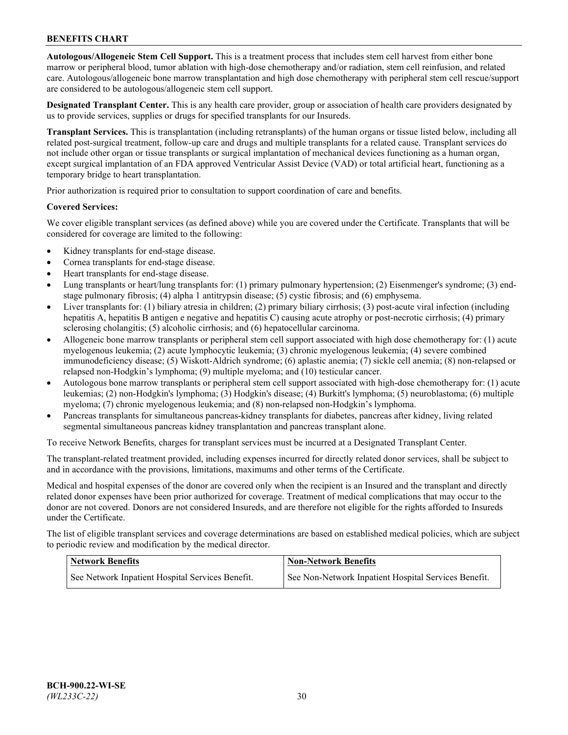**Autologous/Allogeneic Stem Cell Support.** This is a treatment process that includes stem cell harvest from either bone marrow or peripheral blood, tumor ablation with high-dose chemotherapy and/or radiation, stem cell reinfusion, and related care. Autologous/allogeneic bone marrow transplantation and high dose chemotherapy with peripheral stem cell rescue/support are considered to be autologous/allogeneic stem cell support.

**Designated Transplant Center.** This is any health care provider, group or association of health care providers designated by us to provide services, supplies or drugs for specified transplants for our Insureds.

**Transplant Services.** This is transplantation (including retransplants) of the human organs or tissue listed below, including all related post-surgical treatment, follow-up care and drugs and multiple transplants for a related cause. Transplant services do not include other organ or tissue transplants or surgical implantation of mechanical devices functioning as a human organ, except surgical implantation of an FDA approved Ventricular Assist Device (VAD) or total artificial heart, functioning as a temporary bridge to heart transplantation.

Prior authorization is required prior to consultation to support coordination of care and benefits.

**Covered Services:**

We cover eligible transplant services (as defined above) while you are covered under the Certificate. Transplants that will be considered for coverage are limited to the following:

- Kidney transplants for end-stage disease.
- Cornea transplants for end-stage disease.
- Heart transplants for end-stage disease.
- Lung transplants or heart/lung transplants for: (1) primary pulmonary hypertension; (2) Eisenmenger's syndrome; (3) end-stage pulmonary fibrosis; (4) alpha 1 antitrypsin disease; (5) cystic fibrosis; and (6) emphysema.
- Liver transplants for: (1) biliary atresia in children; (2) primary biliary cirrhosis; (3) post-acute viral infection (including hepatitis A, hepatitis B antigen e negative and hepatitis C) causing acute atrophy or post-necrotic cirrhosis; (4) primary sclerosing cholangitis; (5) alcoholic cirrhosis; and (6) hepatocellular carcinoma.
- Allogeneic bone marrow transplants or peripheral stem cell support associated with high dose chemotherapy for: (1) acute myelogenous leukemia; (2) acute lymphocytic leukemia; (3) chronic myelogenous leukemia; (4) severe combined immunodeficiency disease; (5) Wiskott-Aldrich syndrome; (6) aplastic anemia; (7) sickle cell anemia; (8) non-relapsed or relapsed non-Hodgkin’s lymphoma; (9) multiple myeloma; and (10) testicular cancer.
- Autologous bone marrow transplants or peripheral stem cell support associated with high-dose chemotherapy for: (1) acute leukemias; (2) non-Hodgkin's lymphoma; (3) Hodgkin's disease; (4) Burkitt's lymphoma; (5) neuroblastoma; (6) multiple myeloma; (7) chronic myelogenous leukemia; and (8) non-relapsed non-Hodgkin’s lymphoma.
- Pancreas transplants for simultaneous pancreas-kidney transplants for diabetes, pancreas after kidney, living related segmental simultaneous pancreas kidney transplantation and pancreas transplant alone.

To receive Network Benefits, charges for transplant services must be incurred at a Designated Transplant Center.

The transplant-related treatment provided, including expenses incurred for directly related donor services, shall be subject to and in accordance with the provisions, limitations, maximums and other terms of the Certificate.

Medical and hospital expenses of the donor are covered only when the recipient is an Insured and the transplant and directly related donor expenses have been prior authorized for coverage. Treatment of medical complications that may occur to the donor are not covered. Donors are not considered Insureds, and are therefore not eligible for the rights afforded to Insureds under the Certificate.

The list of eligible transplant services and coverage determinations are based on established medical policies, which are subject to periodic review and modification by the medical director.

| Network Benefits | Non-Network Benefits |
|---|---|
| See Network Inpatient Hospital Services Benefit. | See Non-Network Inpatient Hospital Services Benefit. |

**BCH-900.22-WI-SE**
*(WL233C-22)*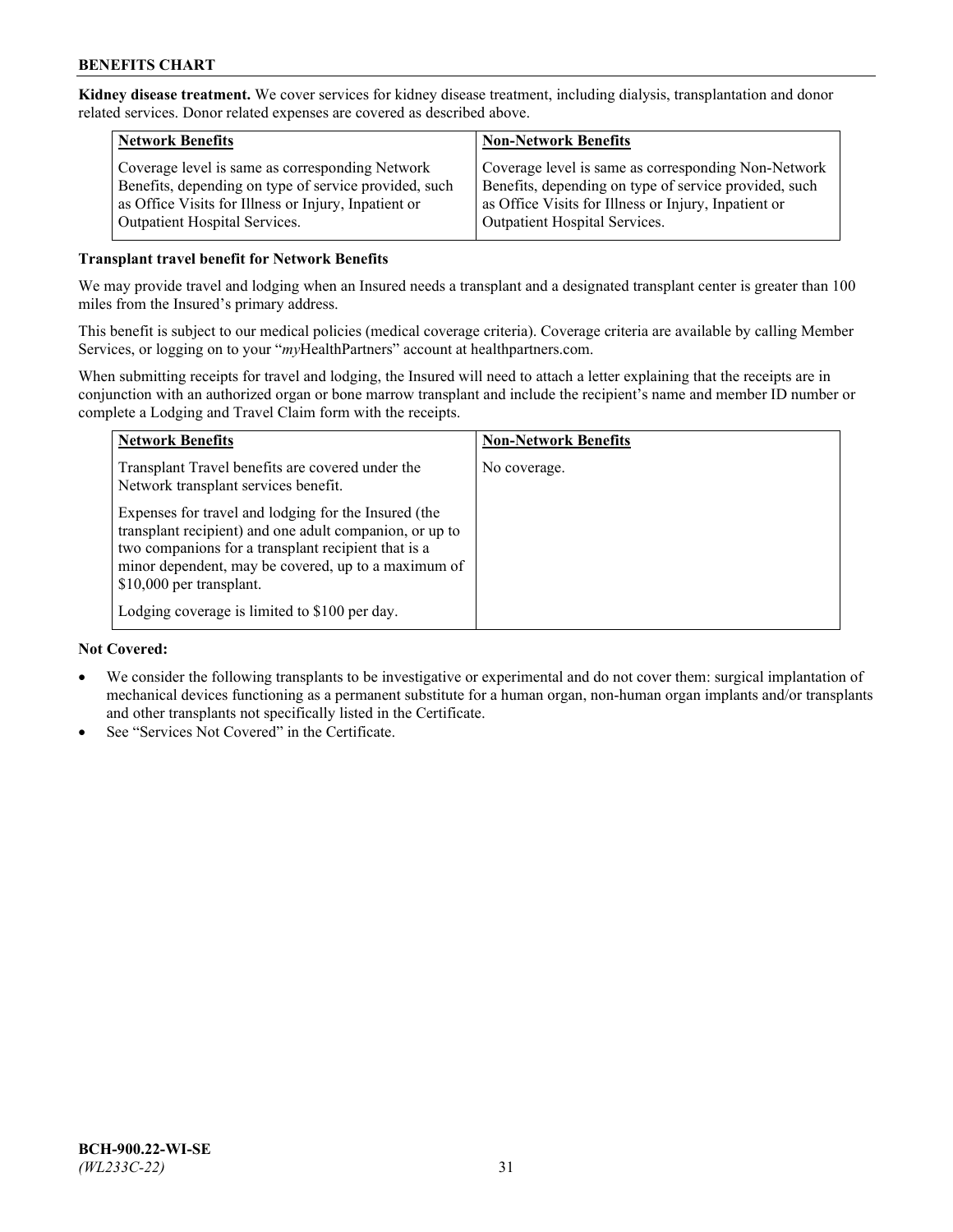**Kidney disease treatment.** We cover services for kidney disease treatment, including dialysis, transplantation and donor related services. Donor related expenses are covered as described above.

| Network Benefits | Non-Network Benefits |
|---|---|
| Coverage level is same as corresponding Network Benefits, depending on type of service provided, such as Office Visits for Illness or Injury, Inpatient or Outpatient Hospital Services. | Coverage level is same as corresponding Non-Network Benefits, depending on type of service provided, such as Office Visits for Illness or Injury, Inpatient or Outpatient Hospital Services. |

**Transplant travel benefit for Network Benefits**

We may provide travel and lodging when an Insured needs a transplant and a designated transplant center is greater than 100 miles from the Insured's primary address.

This benefit is subject to our medical policies (medical coverage criteria). Coverage criteria are available by calling Member Services, or logging on to your "*my*HealthPartners" account at healthpartners.com.

When submitting receipts for travel and lodging, the Insured will need to attach a letter explaining that the receipts are in conjunction with an authorized organ or bone marrow transplant and include the recipient's name and member ID number or complete a Lodging and Travel Claim form with the receipts.

| Network Benefits | Non-Network Benefits |
|---|---|
| Transplant Travel benefits are covered under the Network transplant services benefit.<br><br>Expenses for travel and lodging for the Insured (the transplant recipient) and one adult companion, or up to two companions for a transplant recipient that is a minor dependent, may be covered, up to a maximum of $10,000 per transplant.<br><br>Lodging coverage is limited to $100 per day. | No coverage. |

**Not Covered:**

- We consider the following transplants to be investigative or experimental and do not cover them: surgical implantation of mechanical devices functioning as a permanent substitute for a human organ, non-human organ implants and/or transplants and other transplants not specifically listed in the Certificate.
- See "Services Not Covered" in the Certificate.